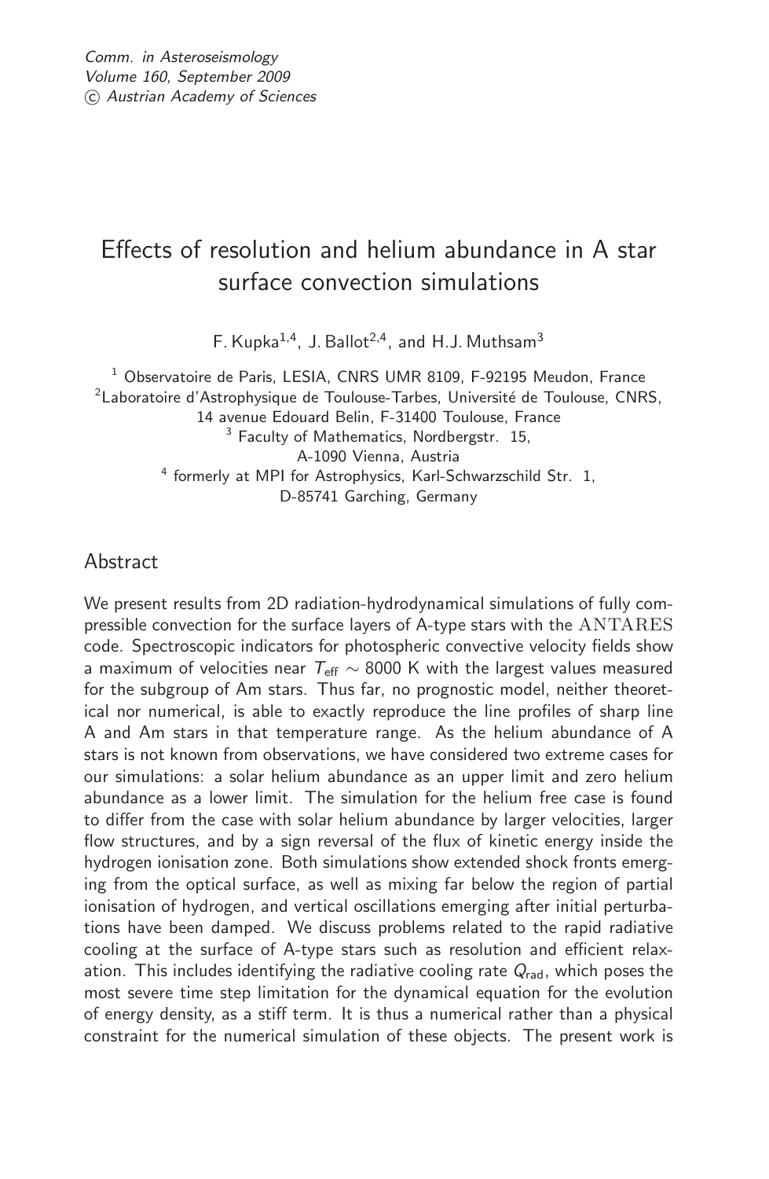*Comm. in Asteroseismology*
*Volume 160, September 2009*
*© Austrian Academy of Sciences*

# Effects of resolution and helium abundance in A star surface convection simulations

F. Kupka[1,4], J. Ballot[2,4], and H.J. Muthsam[3]

[1] Observatoire de Paris, LESIA, CNRS UMR 8109, F-92195 Meudon, France
[2] Laboratoire d'Astrophysique de Toulouse-Tarbes, Université de Toulouse, CNRS, 14 avenue Edouard Belin, F-31400 Toulouse, France
[3] Faculty of Mathematics, Nordbergstr. 15, A-1090 Vienna, Austria
[4] formerly at MPI for Astrophysics, Karl-Schwarzschild Str. 1, D-85741 Garching, Germany

## Abstract

We present results from 2D radiation-hydrodynamical simulations of fully compressible convection for the surface layers of A-type stars with the ANTARES code. Spectroscopic indicators for photospheric convective velocity fields show a maximum of velocities near $T_{\text{eff}} \sim 8000$ K with the largest values measured for the subgroup of Am stars. Thus far, no prognostic model, neither theoretical nor numerical, is able to exactly reproduce the line profiles of sharp line A and Am stars in that temperature range. As the helium abundance of A stars is not known from observations, we have considered two extreme cases for our simulations: a solar helium abundance as an upper limit and zero helium abundance as a lower limit. The simulation for the helium free case is found to differ from the case with solar helium abundance by larger velocities, larger flow structures, and by a sign reversal of the flux of kinetic energy inside the hydrogen ionisation zone. Both simulations show extended shock fronts emerging from the optical surface, as well as mixing far below the region of partial ionisation of hydrogen, and vertical oscillations emerging after initial perturbations have been damped. We discuss problems related to the rapid radiative cooling at the surface of A-type stars such as resolution and efficient relaxation. This includes identifying the radiative cooling rate $Q_{\text{rad}}$, which poses the most severe time step limitation for the dynamical equation for the evolution of energy density, as a stiff term. It is thus a numerical rather than a physical constraint for the numerical simulation of these objects. The present work is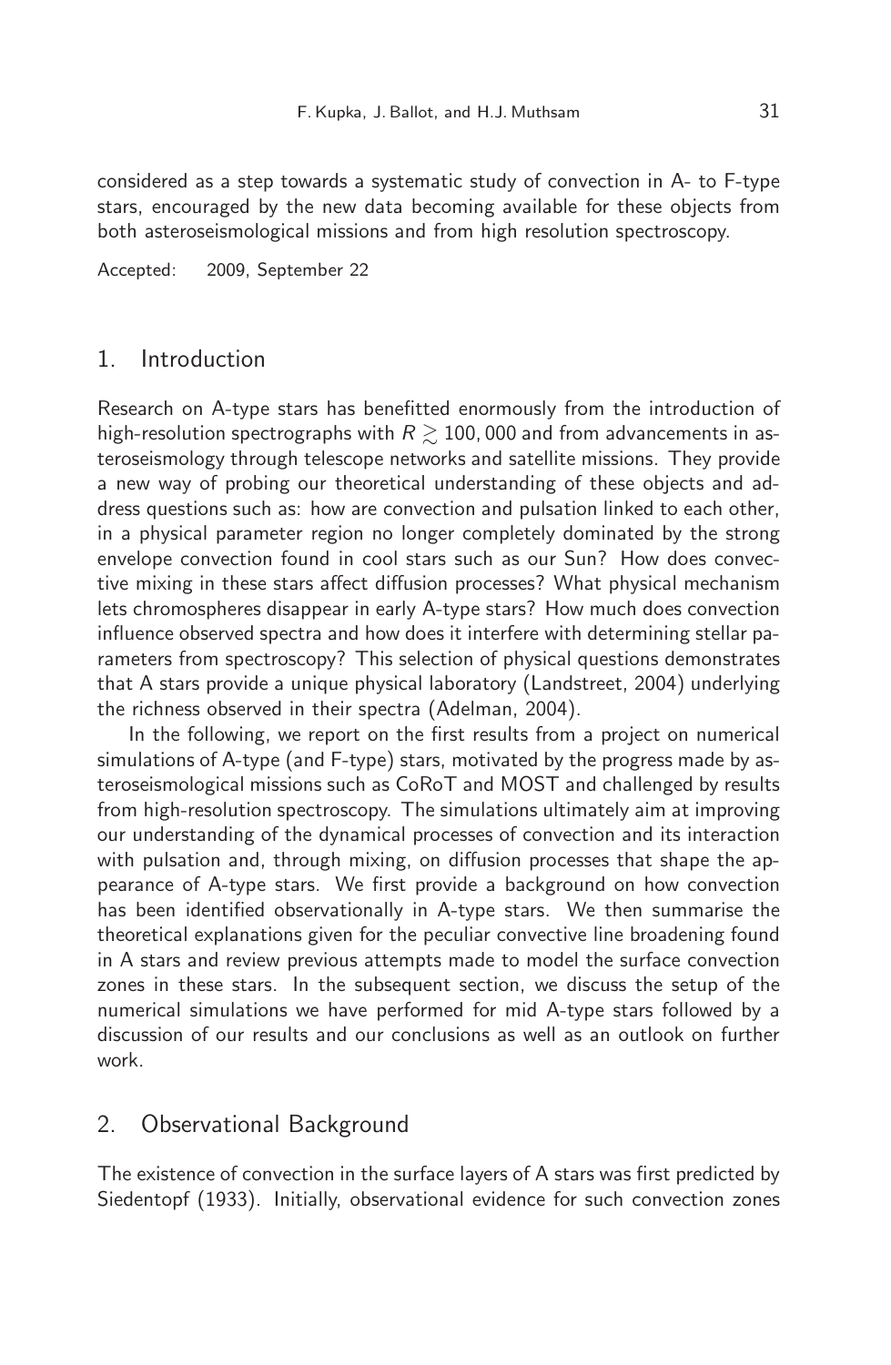considered as a step towards a systematic study of convection in A- to F-type stars, encouraged by the new data becoming available for these objects from both asteroseismological missions and from high resolution spectroscopy.

Accepted: 2009, September 22

## 1. Introduction

Research on A-type stars has benefitted enormously from the introduction of high-resolution spectrographs with $R \gtrsim 100,000$ and from advancements in asteroseismology through telescope networks and satellite missions. They provide a new way of probing our theoretical understanding of these objects and address questions such as: how are convection and pulsation linked to each other, in a physical parameter region no longer completely dominated by the strong envelope convection found in cool stars such as our Sun? How does convective mixing in these stars affect diffusion processes? What physical mechanism lets chromospheres disappear in early A-type stars? How much does convection influence observed spectra and how does it interfere with determining stellar parameters from spectroscopy? This selection of physical questions demonstrates that A stars provide a unique physical laboratory (Landstreet, 2004) underlying the richness observed in their spectra (Adelman, 2004).

In the following, we report on the first results from a project on numerical simulations of A-type (and F-type) stars, motivated by the progress made by asteroseismological missions such as CoRoT and MOST and challenged by results from high-resolution spectroscopy. The simulations ultimately aim at improving our understanding of the dynamical processes of convection and its interaction with pulsation and, through mixing, on diffusion processes that shape the appearance of A-type stars. We first provide a background on how convection has been identified observationally in A-type stars. We then summarise the theoretical explanations given for the peculiar convective line broadening found in A stars and review previous attempts made to model the surface convection zones in these stars. In the subsequent section, we discuss the setup of the numerical simulations we have performed for mid A-type stars followed by a discussion of our results and our conclusions as well as an outlook on further work.

## 2. Observational Background

The existence of convection in the surface layers of A stars was first predicted by Siedentopf (1933). Initially, observational evidence for such convection zones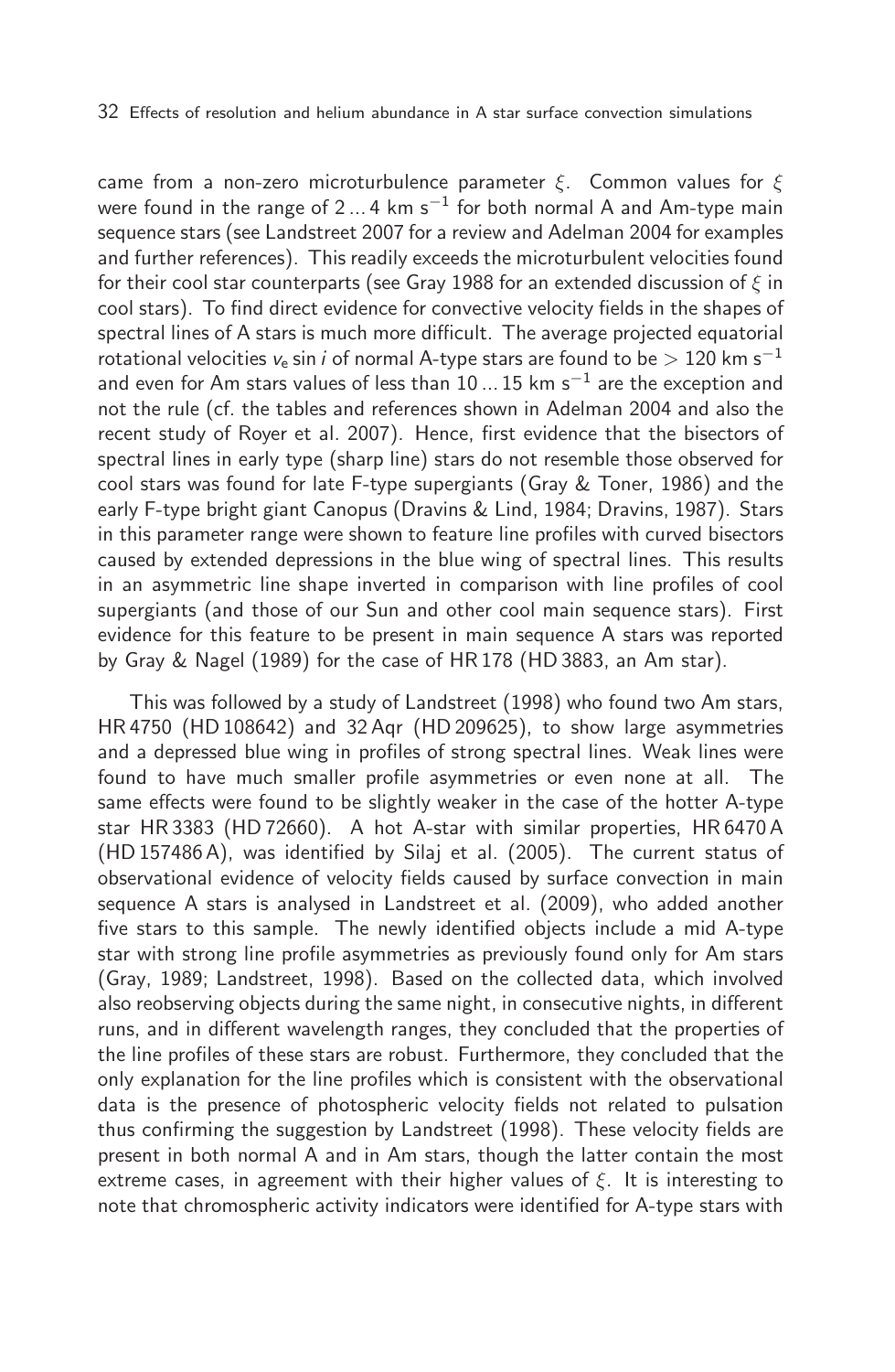came from a non-zero microturbulence parameter $\xi$. Common values for $\xi$ were found in the range of $2 \ldots 4$ km s$^{-1}$ for both normal A and Am-type main sequence stars (see Landstreet 2007 for a review and Adelman 2004 for examples and further references). This readily exceeds the microturbulent velocities found for their cool star counterparts (see Gray 1988 for an extended discussion of $\xi$ in cool stars). To find direct evidence for convective velocity fields in the shapes of spectral lines of A stars is much more difficult. The average projected equatorial rotational velocities $v_e \sin i$ of normal A-type stars are found to be $> 120$ km s$^{-1}$ and even for Am stars values of less than $10 \ldots 15$ km s$^{-1}$ are the exception and not the rule (cf. the tables and references shown in Adelman 2004 and also the recent study of Royer et al. 2007). Hence, first evidence that the bisectors of spectral lines in early type (sharp line) stars do not resemble those observed for cool stars was found for late F-type supergiants (Gray & Toner, 1986) and the early F-type bright giant Canopus (Dravins & Lind, 1984; Dravins, 1987). Stars in this parameter range were shown to feature line profiles with curved bisectors caused by extended depressions in the blue wing of spectral lines. This results in an asymmetric line shape inverted in comparison with line profiles of cool supergiants (and those of our Sun and other cool main sequence stars). First evidence for this feature to be present in main sequence A stars was reported by Gray & Nagel (1989) for the case of HR 178 (HD 3883, an Am star).

This was followed by a study of Landstreet (1998) who found two Am stars, HR 4750 (HD 108642) and 32 Aqr (HD 209625), to show large asymmetries and a depressed blue wing in profiles of strong spectral lines. Weak lines were found to have much smaller profile asymmetries or even none at all. The same effects were found to be slightly weaker in the case of the hotter A-type star HR 3383 (HD 72660). A hot A-star with similar properties, HR 6470 A (HD 157486 A), was identified by Silaj et al. (2005). The current status of observational evidence of velocity fields caused by surface convection in main sequence A stars is analysed in Landstreet et al. (2009), who added another five stars to this sample. The newly identified objects include a mid A-type star with strong line profile asymmetries as previously found only for Am stars (Gray, 1989; Landstreet, 1998). Based on the collected data, which involved also reobserving objects during the same night, in consecutive nights, in different runs, and in different wavelength ranges, they concluded that the properties of the line profiles of these stars are robust. Furthermore, they concluded that the only explanation for the line profiles which is consistent with the observational data is the presence of photospheric velocity fields not related to pulsation thus confirming the suggestion by Landstreet (1998). These velocity fields are present in both normal A and in Am stars, though the latter contain the most extreme cases, in agreement with their higher values of $\xi$. It is interesting to note that chromospheric activity indicators were identified for A-type stars with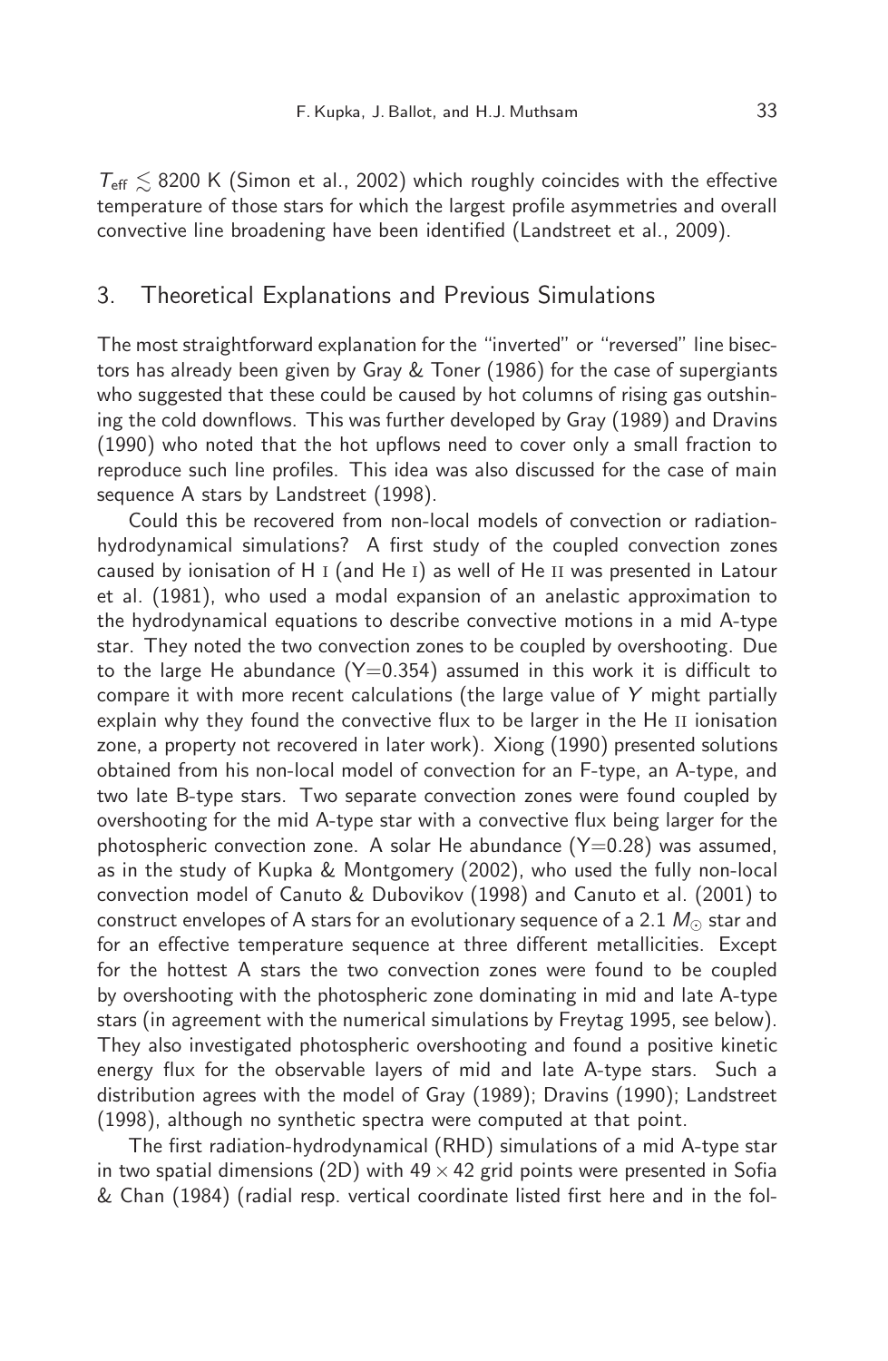$T_{\text{eff}} \lesssim 8200$ K (Simon et al., 2002) which roughly coincides with the effective temperature of those stars for which the largest profile asymmetries and overall convective line broadening have been identified (Landstreet et al., 2009).

## 3. Theoretical Explanations and Previous Simulations

The most straightforward explanation for the "inverted" or "reversed" line bisectors has already been given by Gray & Toner (1986) for the case of supergiants who suggested that these could be caused by hot columns of rising gas outshining the cold downflows. This was further developed by Gray (1989) and Dravins (1990) who noted that the hot upflows need to cover only a small fraction to reproduce such line profiles. This idea was also discussed for the case of main sequence A stars by Landstreet (1998).

Could this be recovered from non-local models of convection or radiation-hydrodynamical simulations? A first study of the coupled convection zones caused by ionisation of H I (and He I) as well of He II was presented in Latour et al. (1981), who used a modal expansion of an anelastic approximation to the hydrodynamical equations to describe convective motions in a mid A-type star. They noted the two convection zones to be coupled by overshooting. Due to the large He abundance (Y=0.354) assumed in this work it is difficult to compare it with more recent calculations (the large value of $Y$ might partially explain why they found the convective flux to be larger in the He II ionisation zone, a property not recovered in later work). Xiong (1990) presented solutions obtained from his non-local model of convection for an F-type, an A-type, and two late B-type stars. Two separate convection zones were found coupled by overshooting for the mid A-type star with a convective flux being larger for the photospheric convection zone. A solar He abundance (Y=0.28) was assumed, as in the study of Kupka & Montgomery (2002), who used the fully non-local convection model of Canuto & Dubovikov (1998) and Canuto et al. (2001) to construct envelopes of A stars for an evolutionary sequence of a 2.1 $M_{\odot}$ star and for an effective temperature sequence at three different metallicities. Except for the hottest A stars the two convection zones were found to be coupled by overshooting with the photospheric zone dominating in mid and late A-type stars (in agreement with the numerical simulations by Freytag 1995, see below). They also investigated photospheric overshooting and found a positive kinetic energy flux for the observable layers of mid and late A-type stars. Such a distribution agrees with the model of Gray (1989); Dravins (1990); Landstreet (1998), although no synthetic spectra were computed at that point.

The first radiation-hydrodynamical (RHD) simulations of a mid A-type star in two spatial dimensions (2D) with $49 \times 42$ grid points were presented in Sofia & Chan (1984) (radial resp. vertical coordinate listed first here and in the fol-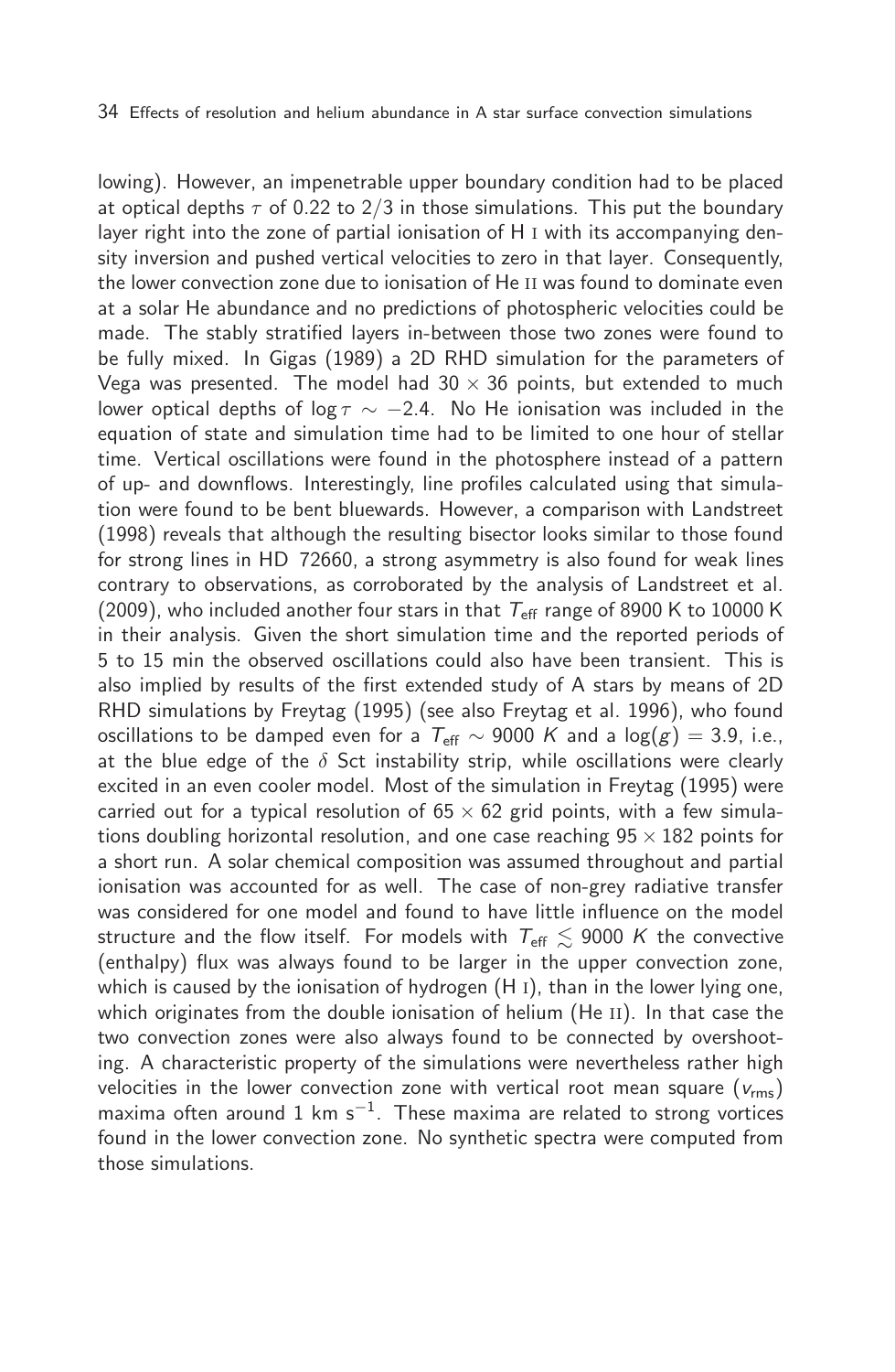lowing). However, an impenetrable upper boundary condition had to be placed at optical depths $\tau$ of 0.22 to 2/3 in those simulations. This put the boundary layer right into the zone of partial ionisation of H I with its accompanying density inversion and pushed vertical velocities to zero in that layer. Consequently, the lower convection zone due to ionisation of He II was found to dominate even at a solar He abundance and no predictions of photospheric velocities could be made. The stably stratified layers in-between those two zones were found to be fully mixed. In Gigas (1989) a 2D RHD simulation for the parameters of Vega was presented. The model had $30 \times 36$ points, but extended to much lower optical depths of $\log \tau \sim -2.4$. No He ionisation was included in the equation of state and simulation time had to be limited to one hour of stellar time. Vertical oscillations were found in the photosphere instead of a pattern of up- and downflows. Interestingly, line profiles calculated using that simulation were found to be bent bluewards. However, a comparison with Landstreet (1998) reveals that although the resulting bisector looks similar to those found for strong lines in HD 72660, a strong asymmetry is also found for weak lines contrary to observations, as corroborated by the analysis of Landstreet et al. (2009), who included another four stars in that $T_{\rm eff}$ range of 8900 K to 10000 K in their analysis. Given the short simulation time and the reported periods of 5 to 15 min the observed oscillations could also have been transient. This is also implied by results of the first extended study of A stars by means of 2D RHD simulations by Freytag (1995) (see also Freytag et al. 1996), who found oscillations to be damped even for a $T_{\rm eff} \sim 9000$ $K$ and a $\log(g) = 3.9$, i.e., at the blue edge of the $\delta$ Sct instability strip, while oscillations were clearly excited in an even cooler model. Most of the simulation in Freytag (1995) were carried out for a typical resolution of $65 \times 62$ grid points, with a few simulations doubling horizontal resolution, and one case reaching $95 \times 182$ points for a short run. A solar chemical composition was assumed throughout and partial ionisation was accounted for as well. The case of non-grey radiative transfer was considered for one model and found to have little influence on the model structure and the flow itself. For models with $T_{\rm eff} \lesssim 9000$ $K$ the convective (enthalpy) flux was always found to be larger in the upper convection zone, which is caused by the ionisation of hydrogen (H I), than in the lower lying one, which originates from the double ionisation of helium (He II). In that case the two convection zones were also always found to be connected by overshooting. A characteristic property of the simulations were nevertheless rather high velocities in the lower convection zone with vertical root mean square ($v_{\rm rms}$) maxima often around 1 km s$^{-1}$. These maxima are related to strong vortices found in the lower convection zone. No synthetic spectra were computed from those simulations.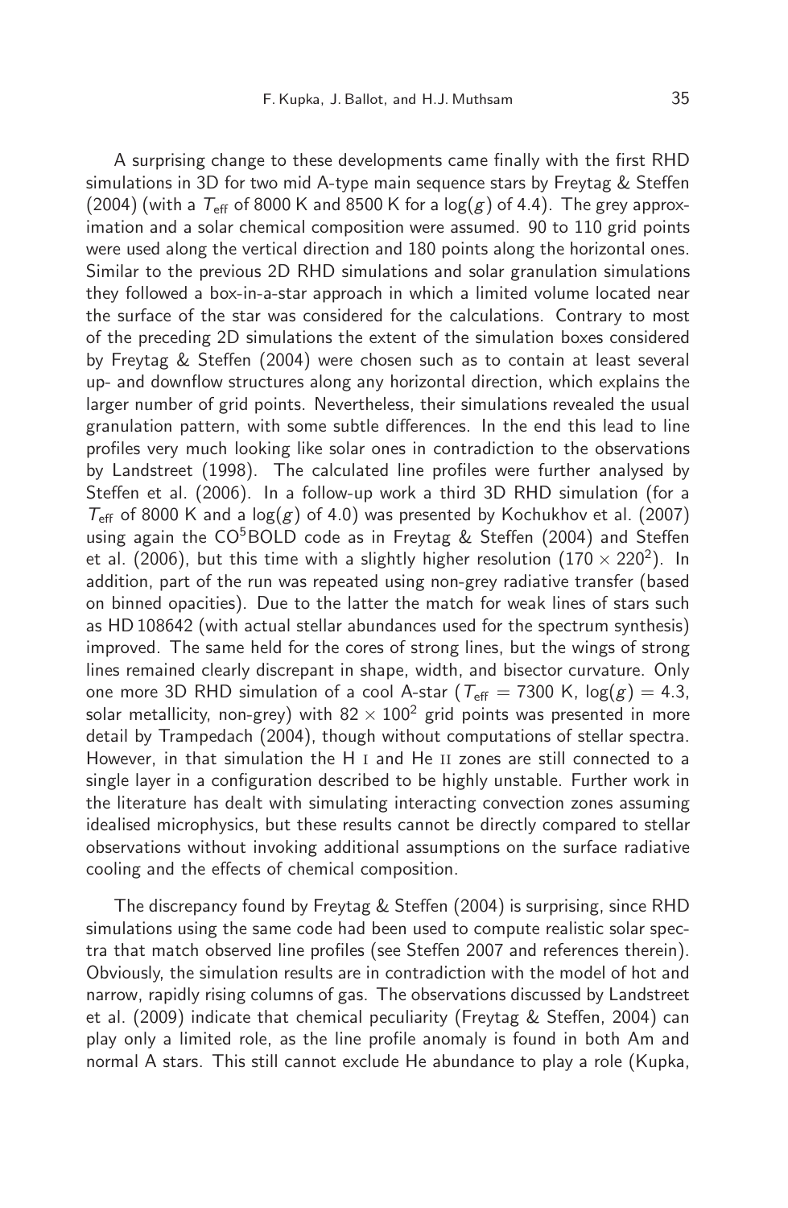A surprising change to these developments came finally with the first RHD simulations in 3D for two mid A-type main sequence stars by Freytag & Steffen (2004) (with a $T_{\rm eff}$ of 8000 K and 8500 K for a $\log(g)$ of 4.4). The grey approximation and a solar chemical composition were assumed. 90 to 110 grid points were used along the vertical direction and 180 points along the horizontal ones. Similar to the previous 2D RHD simulations and solar granulation simulations they followed a box-in-a-star approach in which a limited volume located near the surface of the star was considered for the calculations. Contrary to most of the preceding 2D simulations the extent of the simulation boxes considered by Freytag & Steffen (2004) were chosen such as to contain at least several up- and downflow structures along any horizontal direction, which explains the larger number of grid points. Nevertheless, their simulations revealed the usual granulation pattern, with some subtle differences. In the end this lead to line profiles very much looking like solar ones in contradiction to the observations by Landstreet (1998). The calculated line profiles were further analysed by Steffen et al. (2006). In a follow-up work a third 3D RHD simulation (for a $T_{\rm eff}$ of 8000 K and a $\log(g)$ of 4.0) was presented by Kochukhov et al. (2007) using again the CO$^5$BOLD code as in Freytag & Steffen (2004) and Steffen et al. (2006), but this time with a slightly higher resolution ($170 \times 220^2$). In addition, part of the run was repeated using non-grey radiative transfer (based on binned opacities). Due to the latter the match for weak lines of stars such as HD 108642 (with actual stellar abundances used for the spectrum synthesis) improved. The same held for the cores of strong lines, but the wings of strong lines remained clearly discrepant in shape, width, and bisector curvature. Only one more 3D RHD simulation of a cool A-star ($T_{\rm eff} = 7300$ K, $\log(g) = 4.3$, solar metallicity, non-grey) with $82 \times 100^2$ grid points was presented in more detail by Trampedach (2004), though without computations of stellar spectra. However, in that simulation the H I and He II zones are still connected to a single layer in a configuration described to be highly unstable. Further work in the literature has dealt with simulating interacting convection zones assuming idealised microphysics, but these results cannot be directly compared to stellar observations without invoking additional assumptions on the surface radiative cooling and the effects of chemical composition.

The discrepancy found by Freytag & Steffen (2004) is surprising, since RHD simulations using the same code had been used to compute realistic solar spectra that match observed line profiles (see Steffen 2007 and references therein). Obviously, the simulation results are in contradiction with the model of hot and narrow, rapidly rising columns of gas. The observations discussed by Landstreet et al. (2009) indicate that chemical peculiarity (Freytag & Steffen, 2004) can play only a limited role, as the line profile anomaly is found in both Am and normal A stars. This still cannot exclude He abundance to play a role (Kupka,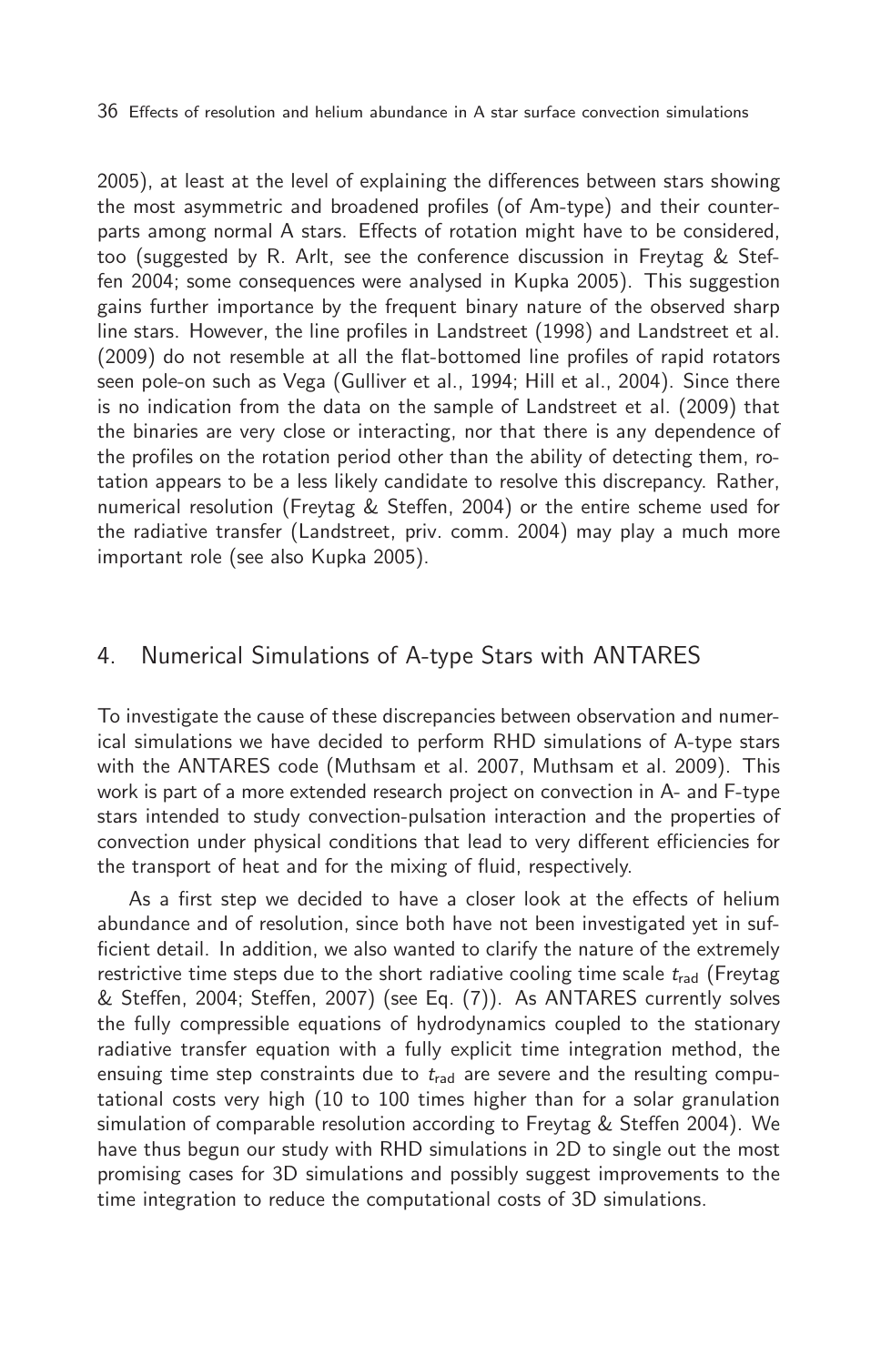2005), at least at the level of explaining the differences between stars showing the most asymmetric and broadened profiles (of Am-type) and their counterparts among normal A stars. Effects of rotation might have to be considered, too (suggested by R. Arlt, see the conference discussion in Freytag & Steffen 2004; some consequences were analysed in Kupka 2005). This suggestion gains further importance by the frequent binary nature of the observed sharp line stars. However, the line profiles in Landstreet (1998) and Landstreet et al. (2009) do not resemble at all the flat-bottomed line profiles of rapid rotators seen pole-on such as Vega (Gulliver et al., 1994; Hill et al., 2004). Since there is no indication from the data on the sample of Landstreet et al. (2009) that the binaries are very close or interacting, nor that there is any dependence of the profiles on the rotation period other than the ability of detecting them, rotation appears to be a less likely candidate to resolve this discrepancy. Rather, numerical resolution (Freytag & Steffen, 2004) or the entire scheme used for the radiative transfer (Landstreet, priv. comm. 2004) may play a much more important role (see also Kupka 2005).

## 4. Numerical Simulations of A-type Stars with ANTARES

To investigate the cause of these discrepancies between observation and numerical simulations we have decided to perform RHD simulations of A-type stars with the ANTARES code (Muthsam et al. 2007, Muthsam et al. 2009). This work is part of a more extended research project on convection in A- and F-type stars intended to study convection-pulsation interaction and the properties of convection under physical conditions that lead to very different efficiencies for the transport of heat and for the mixing of fluid, respectively.

As a first step we decided to have a closer look at the effects of helium abundance and of resolution, since both have not been investigated yet in sufficient detail. In addition, we also wanted to clarify the nature of the extremely restrictive time steps due to the short radiative cooling time scale $t_{\rm rad}$ (Freytag & Steffen, 2004; Steffen, 2007) (see Eq. (7)). As ANTARES currently solves the fully compressible equations of hydrodynamics coupled to the stationary radiative transfer equation with a fully explicit time integration method, the ensuing time step constraints due to $t_{\rm rad}$ are severe and the resulting computational costs very high (10 to 100 times higher than for a solar granulation simulation of comparable resolution according to Freytag & Steffen 2004). We have thus begun our study with RHD simulations in 2D to single out the most promising cases for 3D simulations and possibly suggest improvements to the time integration to reduce the computational costs of 3D simulations.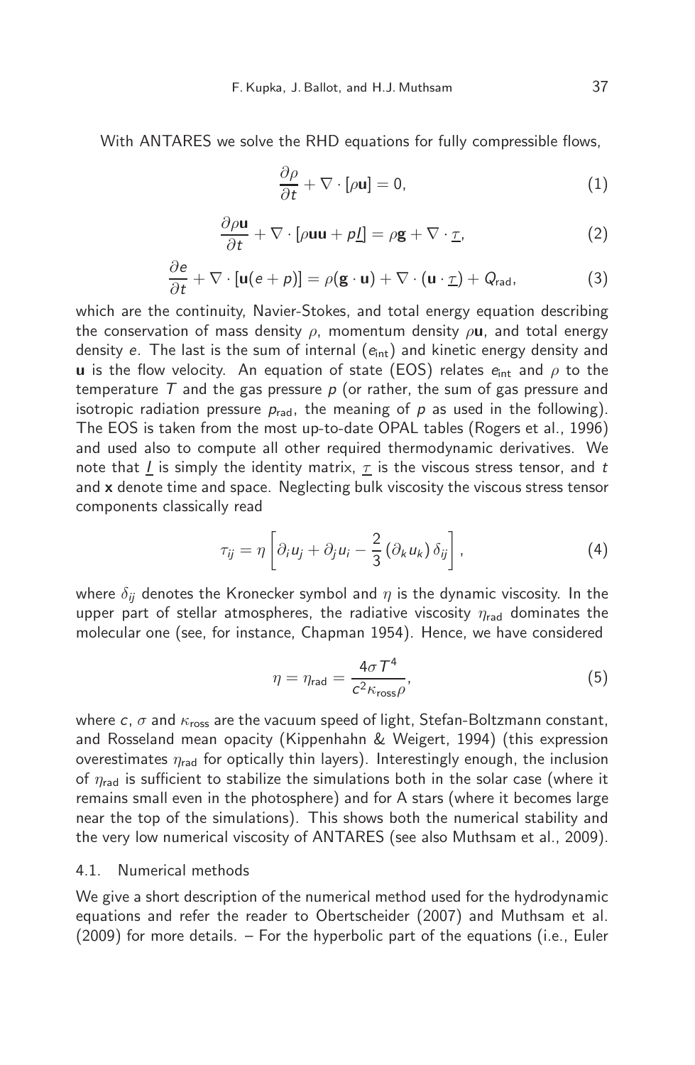With ANTARES we solve the RHD equations for fully compressible flows,

$$\frac{\partial \rho}{\partial t} + \nabla \cdot [\rho \mathbf{u}] = 0, \tag{1}$$

$$\frac{\partial \rho \mathbf{u}}{\partial t} + \nabla \cdot [\rho \mathbf{u}\mathbf{u} + p\underline{I}] = \rho \mathbf{g} + \nabla \cdot \underline{\tau}, \tag{2}$$

$$\frac{\partial e}{\partial t} + \nabla \cdot [\mathbf{u}(e+p)] = \rho(\mathbf{g} \cdot \mathbf{u}) + \nabla \cdot (\mathbf{u} \cdot \underline{\tau}) + Q_{\mathrm{rad}}, \tag{3}$$

which are the continuity, Navier-Stokes, and total energy equation describing the conservation of mass density $\rho$, momentum density $\rho\mathbf{u}$, and total energy density $e$. The last is the sum of internal ($e_{\mathrm{int}}$) and kinetic energy density and $\mathbf{u}$ is the flow velocity. An equation of state (EOS) relates $e_{\mathrm{int}}$ and $\rho$ to the temperature $T$ and the gas pressure $p$ (or rather, the sum of gas pressure and isotropic radiation pressure $p_{\mathrm{rad}}$, the meaning of $p$ as used in the following). The EOS is taken from the most up-to-date OPAL tables (Rogers et al., 1996) and used also to compute all other required thermodynamic derivatives. We note that $\underline{I}$ is simply the identity matrix, $\underline{\tau}$ is the viscous stress tensor, and $t$ and $\mathbf{x}$ denote time and space. Neglecting bulk viscosity the viscous stress tensor components classically read

$$\tau_{ij} = \eta \left[ \partial_i u_j + \partial_j u_i - \frac{2}{3} \left( \partial_k u_k \right) \delta_{ij} \right], \tag{4}$$

where $\delta_{ij}$ denotes the Kronecker symbol and $\eta$ is the dynamic viscosity. In the upper part of stellar atmospheres, the radiative viscosity $\eta_{\mathrm{rad}}$ dominates the molecular one (see, for instance, Chapman 1954). Hence, we have considered

$$\eta = \eta_{\mathrm{rad}} = \frac{4\sigma T^4}{c^2 \kappa_{\mathrm{ross}} \rho}, \tag{5}$$

where $c$, $\sigma$ and $\kappa_{\mathrm{ross}}$ are the vacuum speed of light, Stefan-Boltzmann constant, and Rosseland mean opacity (Kippenhahn & Weigert, 1994) (this expression overestimates $\eta_{\mathrm{rad}}$ for optically thin layers). Interestingly enough, the inclusion of $\eta_{\mathrm{rad}}$ is sufficient to stabilize the simulations both in the solar case (where it remains small even in the photosphere) and for A stars (where it becomes large near the top of the simulations). This shows both the numerical stability and the very low numerical viscosity of ANTARES (see also Muthsam et al., 2009).

### 4.1. Numerical methods

We give a short description of the numerical method used for the hydrodynamic equations and refer the reader to Obertscheider (2007) and Muthsam et al. (2009) for more details. – For the hyperbolic part of the equations (i.e., Euler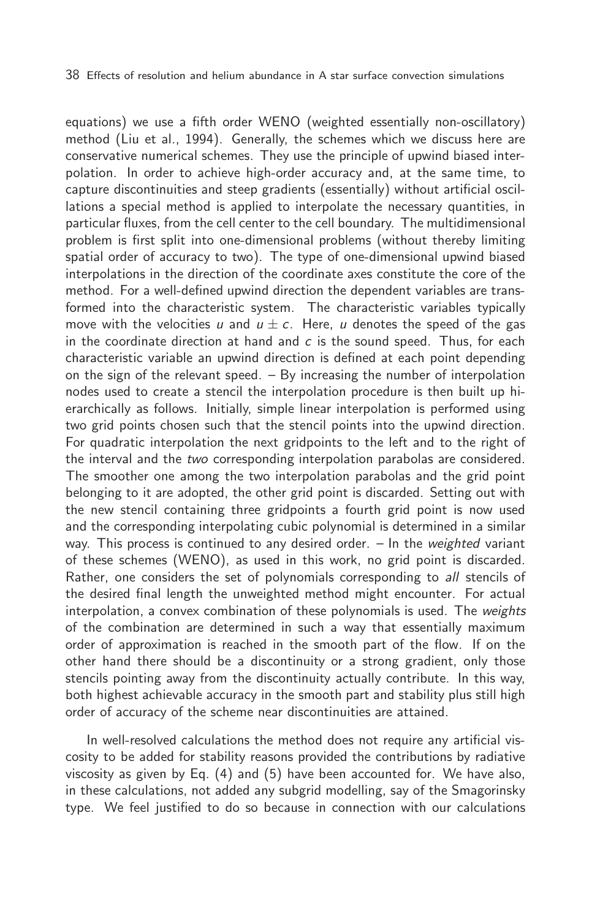equations) we use a fifth order WENO (weighted essentially non-oscillatory) method (Liu et al., 1994). Generally, the schemes which we discuss here are conservative numerical schemes. They use the principle of upwind biased interpolation. In order to achieve high-order accuracy and, at the same time, to capture discontinuities and steep gradients (essentially) without artificial oscillations a special method is applied to interpolate the necessary quantities, in particular fluxes, from the cell center to the cell boundary. The multidimensional problem is first split into one-dimensional problems (without thereby limiting spatial order of accuracy to two). The type of one-dimensional upwind biased interpolations in the direction of the coordinate axes constitute the core of the method. For a well-defined upwind direction the dependent variables are transformed into the characteristic system. The characteristic variables typically move with the velocities $u$ and $u \pm c$. Here, $u$ denotes the speed of the gas in the coordinate direction at hand and $c$ is the sound speed. Thus, for each characteristic variable an upwind direction is defined at each point depending on the sign of the relevant speed. – By increasing the number of interpolation nodes used to create a stencil the interpolation procedure is then built up hierarchically as follows. Initially, simple linear interpolation is performed using two grid points chosen such that the stencil points into the upwind direction. For quadratic interpolation the next gridpoints to the left and to the right of the interval and the *two* corresponding interpolation parabolas are considered. The smoother one among the two interpolation parabolas and the grid point belonging to it are adopted, the other grid point is discarded. Setting out with the new stencil containing three gridpoints a fourth grid point is now used and the corresponding interpolating cubic polynomial is determined in a similar way. This process is continued to any desired order. – In the *weighted* variant of these schemes (WENO), as used in this work, no grid point is discarded. Rather, one considers the set of polynomials corresponding to *all* stencils of the desired final length the unweighted method might encounter. For actual interpolation, a convex combination of these polynomials is used. The *weights* of the combination are determined in such a way that essentially maximum order of approximation is reached in the smooth part of the flow. If on the other hand there should be a discontinuity or a strong gradient, only those stencils pointing away from the discontinuity actually contribute. In this way, both highest achievable accuracy in the smooth part and stability plus still high order of accuracy of the scheme near discontinuities are attained.

In well-resolved calculations the method does not require any artificial viscosity to be added for stability reasons provided the contributions by radiative viscosity as given by Eq. (4) and (5) have been accounted for. We have also, in these calculations, not added any subgrid modelling, say of the Smagorinsky type. We feel justified to do so because in connection with our calculations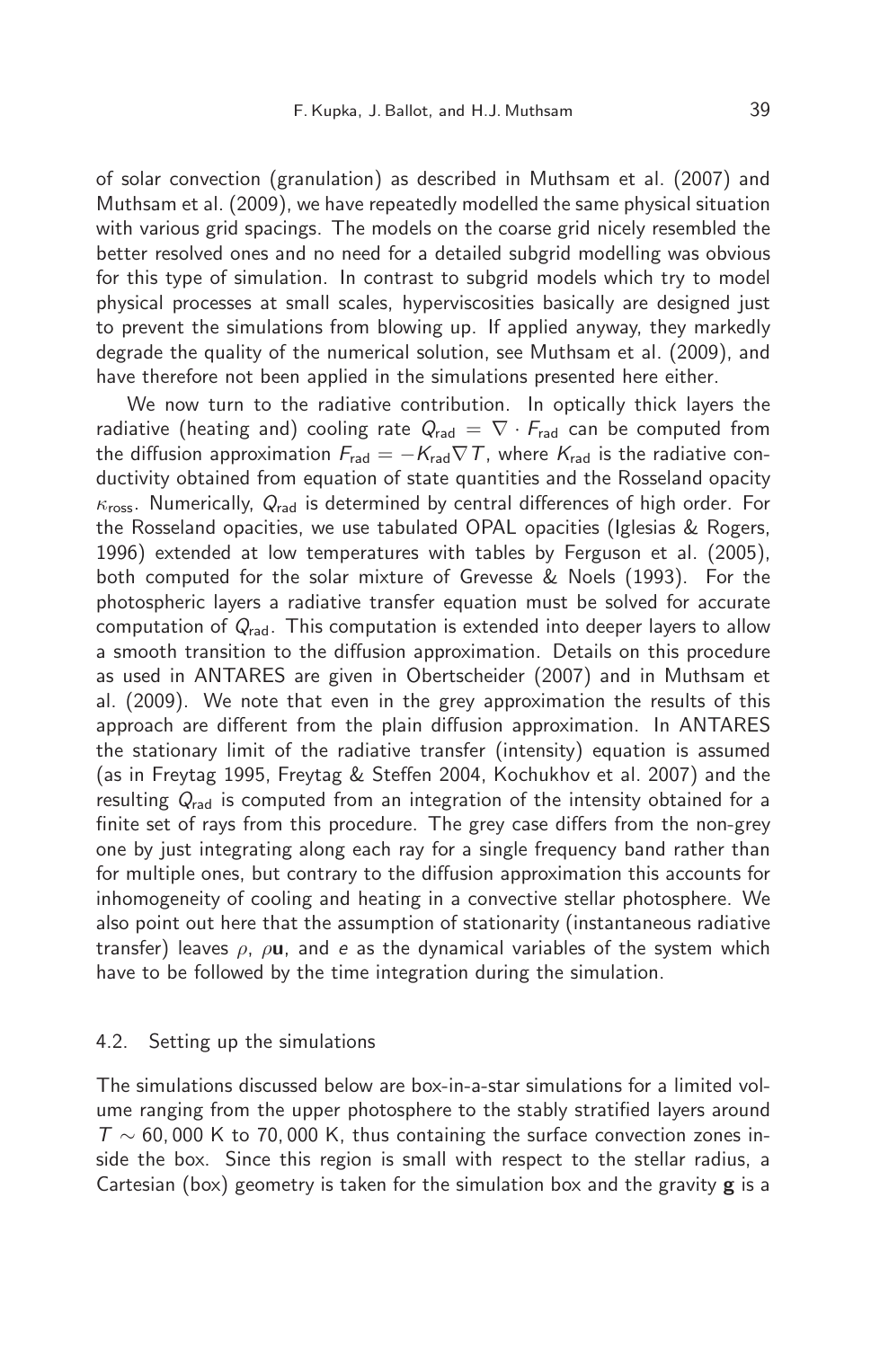of solar convection (granulation) as described in Muthsam et al. (2007) and Muthsam et al. (2009), we have repeatedly modelled the same physical situation with various grid spacings. The models on the coarse grid nicely resembled the better resolved ones and no need for a detailed subgrid modelling was obvious for this type of simulation. In contrast to subgrid models which try to model physical processes at small scales, hyperviscosities basically are designed just to prevent the simulations from blowing up. If applied anyway, they markedly degrade the quality of the numerical solution, see Muthsam et al. (2009), and have therefore not been applied in the simulations presented here either.

We now turn to the radiative contribution. In optically thick layers the radiative (heating and) cooling rate $Q_{\rm rad} = \nabla \cdot F_{\rm rad}$ can be computed from the diffusion approximation $F_{\rm rad} = -K_{\rm rad} \nabla T$, where $K_{\rm rad}$ is the radiative conductivity obtained from equation of state quantities and the Rosseland opacity $\kappa_{\rm ross}$. Numerically, $Q_{\rm rad}$ is determined by central differences of high order. For the Rosseland opacities, we use tabulated OPAL opacities (Iglesias & Rogers, 1996) extended at low temperatures with tables by Ferguson et al. (2005), both computed for the solar mixture of Grevesse & Noels (1993). For the photospheric layers a radiative transfer equation must be solved for accurate computation of $Q_{\rm rad}$. This computation is extended into deeper layers to allow a smooth transition to the diffusion approximation. Details on this procedure as used in ANTARES are given in Obertscheider (2007) and in Muthsam et al. (2009). We note that even in the grey approximation the results of this approach are different from the plain diffusion approximation. In ANTARES the stationary limit of the radiative transfer (intensity) equation is assumed (as in Freytag 1995, Freytag & Steffen 2004, Kochukhov et al. 2007) and the resulting $Q_{\rm rad}$ is computed from an integration of the intensity obtained for a finite set of rays from this procedure. The grey case differs from the non-grey one by just integrating along each ray for a single frequency band rather than for multiple ones, but contrary to the diffusion approximation this accounts for inhomogeneity of cooling and heating in a convective stellar photosphere. We also point out here that the assumption of stationarity (instantaneous radiative transfer) leaves $\rho$, $\rho\mathbf{u}$, and $e$ as the dynamical variables of the system which have to be followed by the time integration during the simulation.

### 4.2. Setting up the simulations

The simulations discussed below are box-in-a-star simulations for a limited volume ranging from the upper photosphere to the stably stratified layers around $T \sim 60,000$ K to $70,000$ K, thus containing the surface convection zones inside the box. Since this region is small with respect to the stellar radius, a Cartesian (box) geometry is taken for the simulation box and the gravity $\mathbf{g}$ is a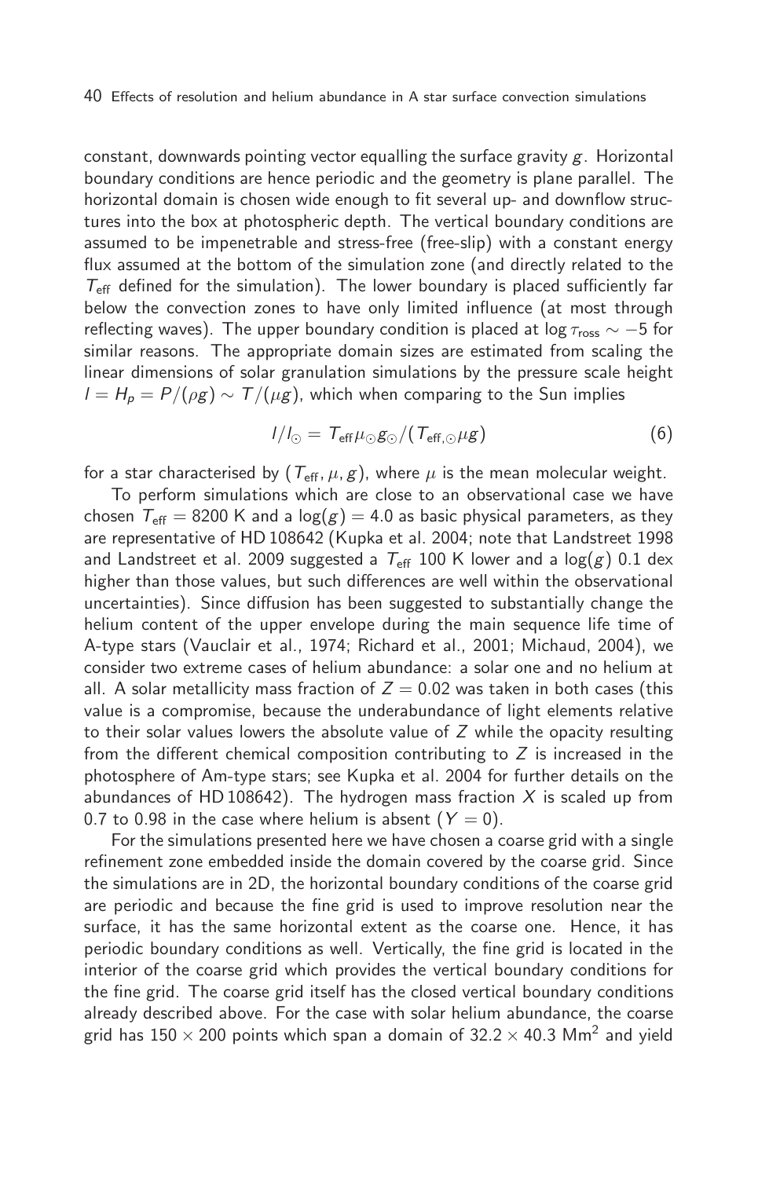constant, downwards pointing vector equalling the surface gravity $g$. Horizontal boundary conditions are hence periodic and the geometry is plane parallel. The horizontal domain is chosen wide enough to fit several up- and downflow structures into the box at photospheric depth. The vertical boundary conditions are assumed to be impenetrable and stress-free (free-slip) with a constant energy flux assumed at the bottom of the simulation zone (and directly related to the $T_{\text{eff}}$ defined for the simulation). The lower boundary is placed sufficiently far below the convection zones to have only limited influence (at most through reflecting waves). The upper boundary condition is placed at $\log \tau_{\text{ross}} \sim -5$ for similar reasons. The appropriate domain sizes are estimated from scaling the linear dimensions of solar granulation simulations by the pressure scale height $l = H_p = P/(\rho g) \sim T/(\mu g)$, which when comparing to the Sun implies

$$l/l_{\odot} = T_{\text{eff}} \mu_{\odot} g_{\odot} / (T_{\text{eff},\odot} \mu g) \tag{6}$$

for a star characterised by $(T_{\text{eff}}, \mu, g)$, where $\mu$ is the mean molecular weight.

To perform simulations which are close to an observational case we have chosen $T_{\text{eff}} = 8200$ K and a $\log(g) = 4.0$ as basic physical parameters, as they are representative of HD 108642 (Kupka et al. 2004; note that Landstreet 1998 and Landstreet et al. 2009 suggested a $T_{\text{eff}}$ 100 K lower and a $\log(g)$ 0.1 dex higher than those values, but such differences are well within the observational uncertainties). Since diffusion has been suggested to substantially change the helium content of the upper envelope during the main sequence life time of A-type stars (Vauclair et al., 1974; Richard et al., 2001; Michaud, 2004), we consider two extreme cases of helium abundance: a solar one and no helium at all. A solar metallicity mass fraction of $Z = 0.02$ was taken in both cases (this value is a compromise, because the underabundance of light elements relative to their solar values lowers the absolute value of $Z$ while the opacity resulting from the different chemical composition contributing to $Z$ is increased in the photosphere of Am-type stars; see Kupka et al. 2004 for further details on the abundances of HD 108642). The hydrogen mass fraction $X$ is scaled up from 0.7 to 0.98 in the case where helium is absent ($Y = 0$).

For the simulations presented here we have chosen a coarse grid with a single refinement zone embedded inside the domain covered by the coarse grid. Since the simulations are in 2D, the horizontal boundary conditions of the coarse grid are periodic and because the fine grid is used to improve resolution near the surface, it has the same horizontal extent as the coarse one. Hence, it has periodic boundary conditions as well. Vertically, the fine grid is located in the interior of the coarse grid which provides the vertical boundary conditions for the fine grid. The coarse grid itself has the closed vertical boundary conditions already described above. For the case with solar helium abundance, the coarse grid has $150 \times 200$ points which span a domain of $32.2 \times 40.3$ Mm$^2$ and yield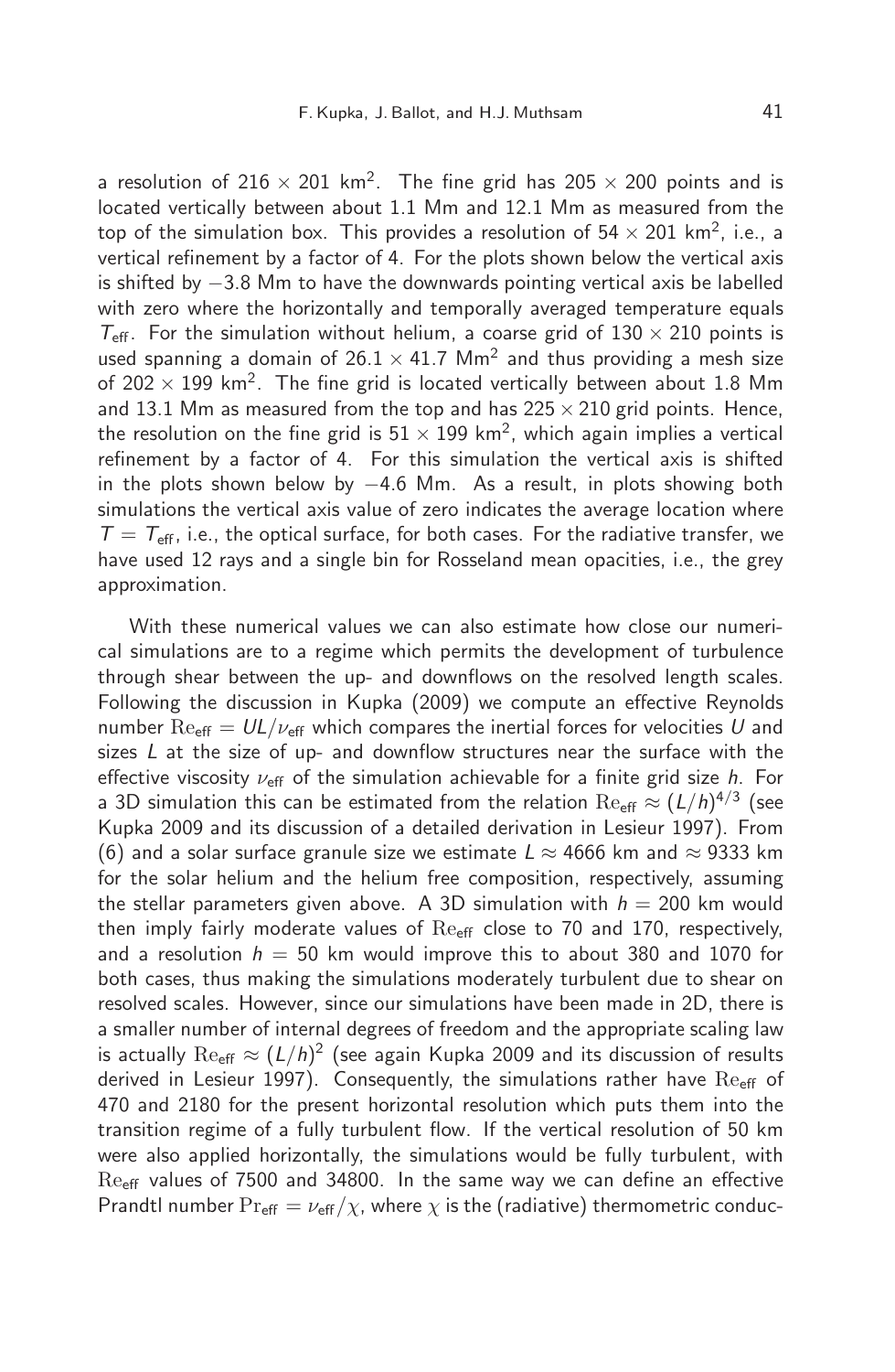a resolution of $216 \times 201$ km$^2$. The fine grid has $205 \times 200$ points and is located vertically between about 1.1 Mm and 12.1 Mm as measured from the top of the simulation box. This provides a resolution of $54 \times 201$ km$^2$, i.e., a vertical refinement by a factor of 4. For the plots shown below the vertical axis is shifted by $-3.8$ Mm to have the downwards pointing vertical axis be labelled with zero where the horizontally and temporally averaged temperature equals $T_{\text{eff}}$. For the simulation without helium, a coarse grid of $130 \times 210$ points is used spanning a domain of $26.1 \times 41.7$ Mm$^2$ and thus providing a mesh size of $202 \times 199$ km$^2$. The fine grid is located vertically between about 1.8 Mm and 13.1 Mm as measured from the top and has $225 \times 210$ grid points. Hence, the resolution on the fine grid is $51 \times 199$ km$^2$, which again implies a vertical refinement by a factor of 4. For this simulation the vertical axis is shifted in the plots shown below by $-4.6$ Mm. As a result, in plots showing both simulations the vertical axis value of zero indicates the average location where $T = T_{\text{eff}}$, i.e., the optical surface, for both cases. For the radiative transfer, we have used 12 rays and a single bin for Rosseland mean opacities, i.e., the grey approximation.

With these numerical values we can also estimate how close our numerical simulations are to a regime which permits the development of turbulence through shear between the up- and downflows on the resolved length scales. Following the discussion in Kupka (2009) we compute an effective Reynolds number $\mathrm{Re}_{\text{eff}} = UL/\nu_{\text{eff}}$ which compares the inertial forces for velocities $U$ and sizes $L$ at the size of up- and downflow structures near the surface with the effective viscosity $\nu_{\text{eff}}$ of the simulation achievable for a finite grid size $h$. For a 3D simulation this can be estimated from the relation $\mathrm{Re}_{\text{eff}} \approx (L/h)^{4/3}$ (see Kupka 2009 and its discussion of a detailed derivation in Lesieur 1997). From (6) and a solar surface granule size we estimate $L \approx 4666$ km and $\approx 9333$ km for the solar helium and the helium free composition, respectively, assuming the stellar parameters given above. A 3D simulation with $h = 200$ km would then imply fairly moderate values of $\mathrm{Re}_{\text{eff}}$ close to 70 and 170, respectively, and a resolution $h = 50$ km would improve this to about 380 and 1070 for both cases, thus making the simulations moderately turbulent due to shear on resolved scales. However, since our simulations have been made in 2D, there is a smaller number of internal degrees of freedom and the appropriate scaling law is actually $\mathrm{Re}_{\text{eff}} \approx (L/h)^2$ (see again Kupka 2009 and its discussion of results derived in Lesieur 1997). Consequently, the simulations rather have $\mathrm{Re}_{\text{eff}}$ of 470 and 2180 for the present horizontal resolution which puts them into the transition regime of a fully turbulent flow. If the vertical resolution of 50 km were also applied horizontally, the simulations would be fully turbulent, with $\mathrm{Re}_{\text{eff}}$ values of 7500 and 34800. In the same way we can define an effective Prandtl number $\mathrm{Pr}_{\text{eff}} = \nu_{\text{eff}}/\chi$, where $\chi$ is the (radiative) thermometric conduc-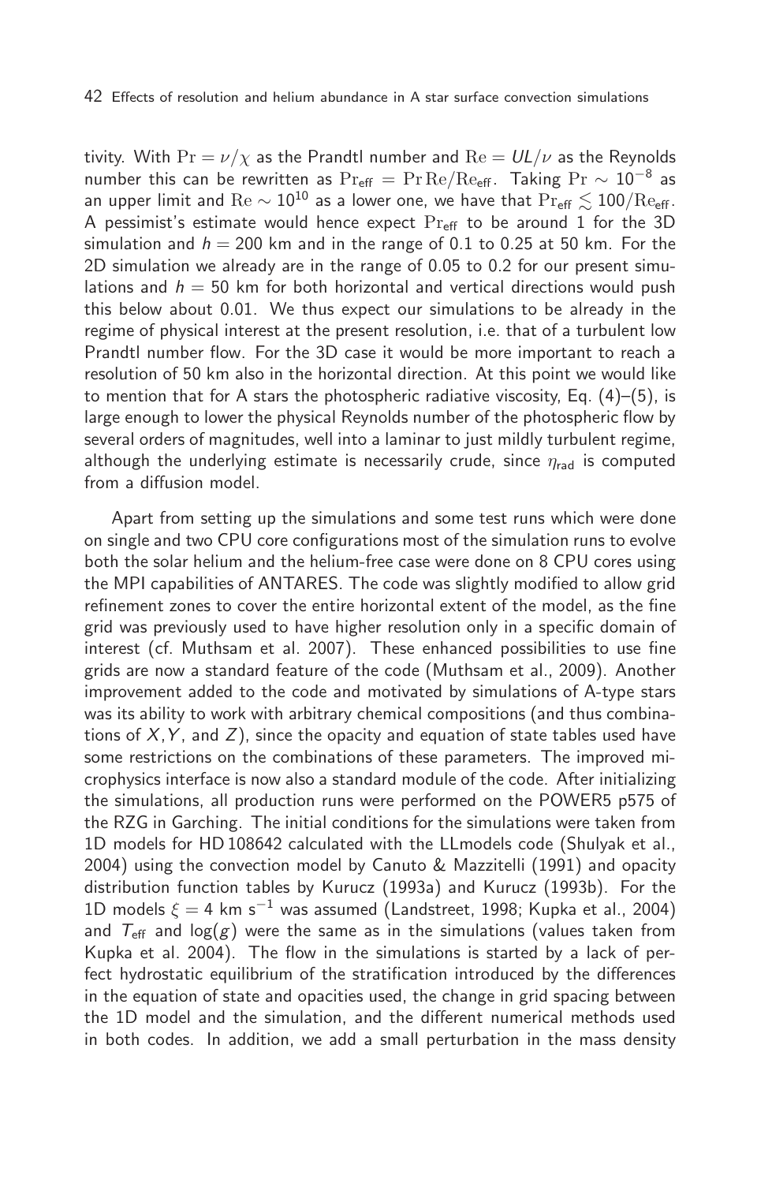tivity. With $\mathrm{Pr} = \nu/\chi$ as the Prandtl number and $\mathrm{Re} = UL/\nu$ as the Reynolds number this can be rewritten as $\mathrm{Pr}_{\mathrm{eff}} = \mathrm{Pr}\,\mathrm{Re}/\mathrm{Re}_{\mathrm{eff}}$. Taking $\mathrm{Pr} \sim 10^{-8}$ as an upper limit and $\mathrm{Re} \sim 10^{10}$ as a lower one, we have that $\mathrm{Pr}_{\mathrm{eff}} \lesssim 100/\mathrm{Re}_{\mathrm{eff}}$. A pessimist's estimate would hence expect $\mathrm{Pr}_{\mathrm{eff}}$ to be around 1 for the 3D simulation and $h = 200$ km and in the range of 0.1 to 0.25 at 50 km. For the 2D simulation we already are in the range of 0.05 to 0.2 for our present simulations and $h = 50$ km for both horizontal and vertical directions would push this below about 0.01. We thus expect our simulations to be already in the regime of physical interest at the present resolution, i.e. that of a turbulent low Prandtl number flow. For the 3D case it would be more important to reach a resolution of 50 km also in the horizontal direction. At this point we would like to mention that for A stars the photospheric radiative viscosity, Eq. (4)–(5), is large enough to lower the physical Reynolds number of the photospheric flow by several orders of magnitudes, well into a laminar to just mildly turbulent regime, although the underlying estimate is necessarily crude, since $\eta_{\mathrm{rad}}$ is computed from a diffusion model.

Apart from setting up the simulations and some test runs which were done on single and two CPU core configurations most of the simulation runs to evolve both the solar helium and the helium-free case were done on 8 CPU cores using the MPI capabilities of ANTARES. The code was slightly modified to allow grid refinement zones to cover the entire horizontal extent of the model, as the fine grid was previously used to have higher resolution only in a specific domain of interest (cf. Muthsam et al. 2007). These enhanced possibilities to use fine grids are now a standard feature of the code (Muthsam et al., 2009). Another improvement added to the code and motivated by simulations of A-type stars was its ability to work with arbitrary chemical compositions (and thus combinations of $X$, $Y$, and $Z$), since the opacity and equation of state tables used have some restrictions on the combinations of these parameters. The improved microphysics interface is now also a standard module of the code. After initializing the simulations, all production runs were performed on the POWER5 p575 of the RZG in Garching. The initial conditions for the simulations were taken from 1D models for HD 108642 calculated with the LLmodels code (Shulyak et al., 2004) using the convection model by Canuto & Mazzitelli (1991) and opacity distribution function tables by Kurucz (1993a) and Kurucz (1993b). For the 1D models $\xi = 4$ km s$^{-1}$ was assumed (Landstreet, 1998; Kupka et al., 2004) and $T_{\mathrm{eff}}$ and $\log(g)$ were the same as in the simulations (values taken from Kupka et al. 2004). The flow in the simulations is started by a lack of perfect hydrostatic equilibrium of the stratification introduced by the differences in the equation of state and opacities used, the change in grid spacing between the 1D model and the simulation, and the different numerical methods used in both codes. In addition, we add a small perturbation in the mass density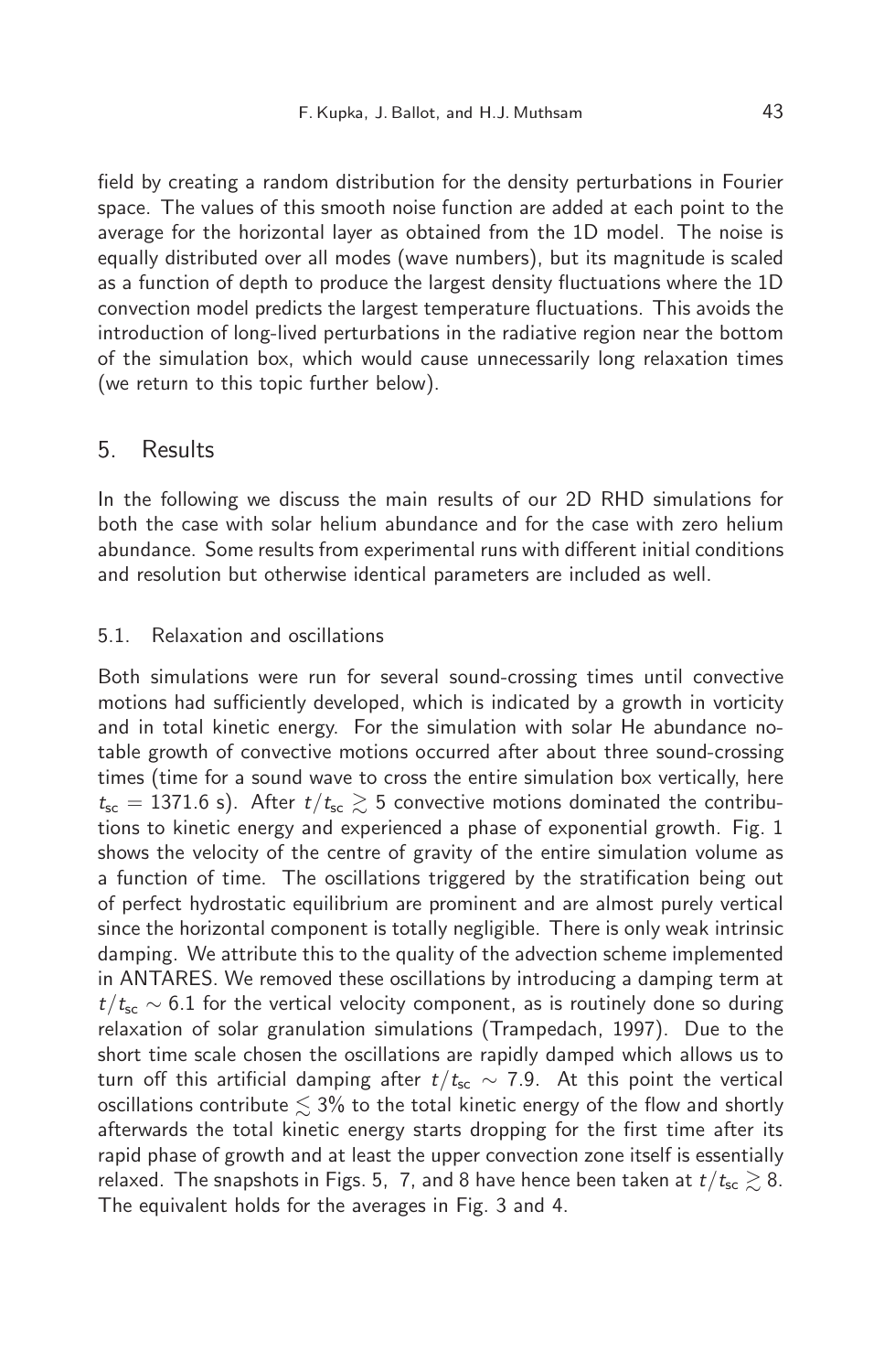field by creating a random distribution for the density perturbations in Fourier space. The values of this smooth noise function are added at each point to the average for the horizontal layer as obtained from the 1D model. The noise is equally distributed over all modes (wave numbers), but its magnitude is scaled as a function of depth to produce the largest density fluctuations where the 1D convection model predicts the largest temperature fluctuations. This avoids the introduction of long-lived perturbations in the radiative region near the bottom of the simulation box, which would cause unnecessarily long relaxation times (we return to this topic further below).

## 5. Results

In the following we discuss the main results of our 2D RHD simulations for both the case with solar helium abundance and for the case with zero helium abundance. Some results from experimental runs with different initial conditions and resolution but otherwise identical parameters are included as well.

### 5.1. Relaxation and oscillations

Both simulations were run for several sound-crossing times until convective motions had sufficiently developed, which is indicated by a growth in vorticity and in total kinetic energy. For the simulation with solar He abundance notable growth of convective motions occurred after about three sound-crossing times (time for a sound wave to cross the entire simulation box vertically, here $t_{\rm sc} = 1371.6$ s). After $t/t_{\rm sc} \gtrsim 5$ convective motions dominated the contributions to kinetic energy and experienced a phase of exponential growth. Fig. 1 shows the velocity of the centre of gravity of the entire simulation volume as a function of time. The oscillations triggered by the stratification being out of perfect hydrostatic equilibrium are prominent and are almost purely vertical since the horizontal component is totally negligible. There is only weak intrinsic damping. We attribute this to the quality of the advection scheme implemented in ANTARES. We removed these oscillations by introducing a damping term at $t/t_{\rm sc} \sim 6.1$ for the vertical velocity component, as is routinely done so during relaxation of solar granulation simulations (Trampedach, 1997). Due to the short time scale chosen the oscillations are rapidly damped which allows us to turn off this artificial damping after $t/t_{\rm sc} \sim 7.9$. At this point the vertical oscillations contribute $\lesssim 3\%$ to the total kinetic energy of the flow and shortly afterwards the total kinetic energy starts dropping for the first time after its rapid phase of growth and at least the upper convection zone itself is essentially relaxed. The snapshots in Figs. 5, 7, and 8 have hence been taken at $t/t_{\rm sc} \gtrsim 8$. The equivalent holds for the averages in Fig. 3 and 4.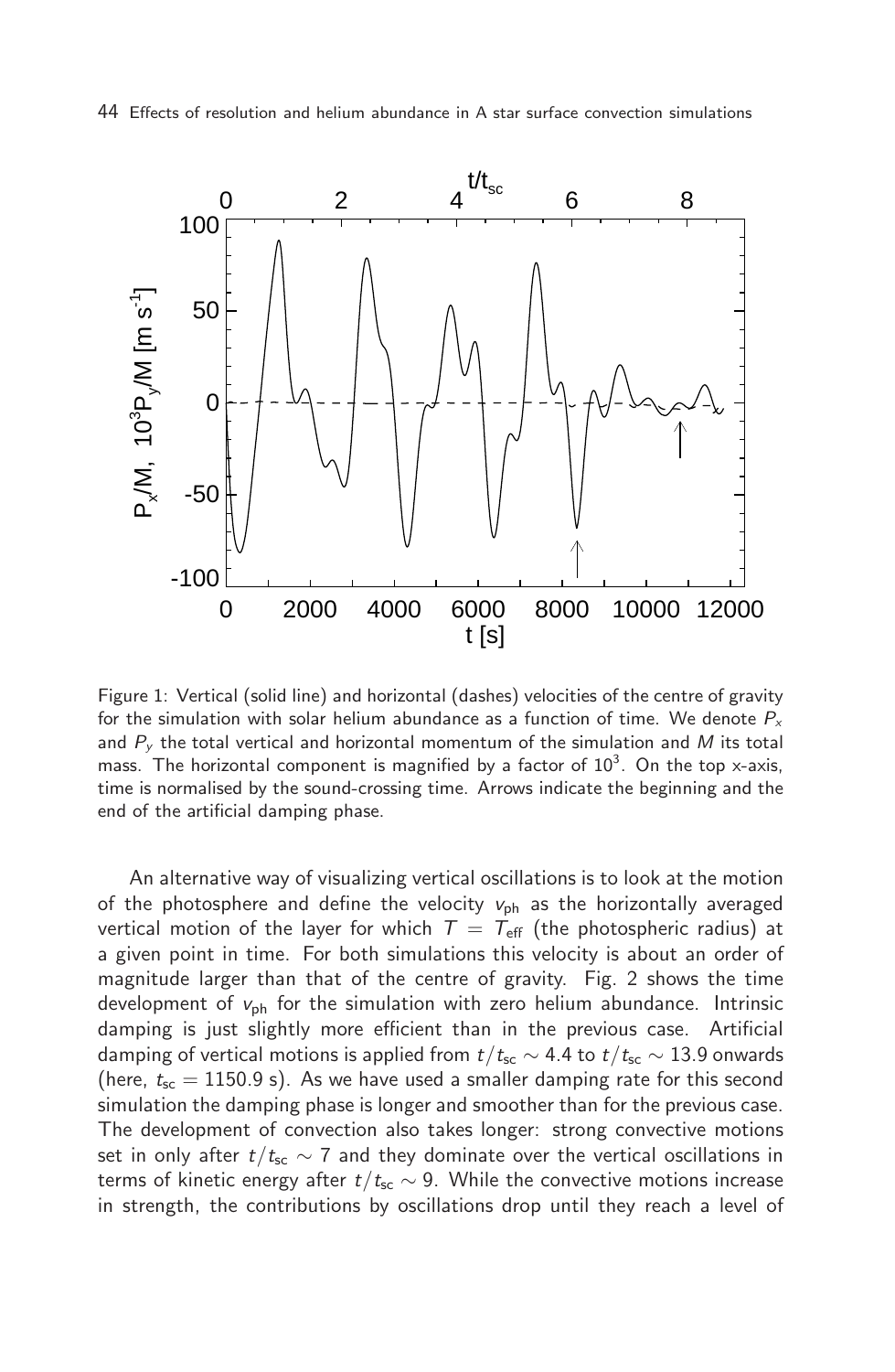Figure 1: Vertical (solid line) and horizontal (dashes) velocities of the centre of gravity for the simulation with solar helium abundance as a function of time. We denote $P_x$ and $P_y$ the total vertical and horizontal momentum of the simulation and $M$ its total mass. The horizontal component is magnified by a factor of $10^3$. On the top x-axis, time is normalised by the sound-crossing time. Arrows indicate the beginning and the end of the artificial damping phase.

An alternative way of visualizing vertical oscillations is to look at the motion of the photosphere and define the velocity $v_{\rm ph}$ as the horizontally averaged vertical motion of the layer for which $T = T_{\rm eff}$ (the photospheric radius) at a given point in time. For both simulations this velocity is about an order of magnitude larger than that of the centre of gravity. Fig. 2 shows the time development of $v_{\rm ph}$ for the simulation with zero helium abundance. Intrinsic damping is just slightly more efficient than in the previous case. Artificial damping of vertical motions is applied from $t/t_{\rm sc} \sim 4.4$ to $t/t_{\rm sc} \sim 13.9$ onwards (here, $t_{\rm sc} = 1150.9$ s). As we have used a smaller damping rate for this second simulation the damping phase is longer and smoother than for the previous case. The development of convection also takes longer: strong convective motions set in only after $t/t_{\rm sc} \sim 7$ and they dominate over the vertical oscillations in terms of kinetic energy after $t/t_{\rm sc} \sim 9$. While the convective motions increase in strength, the contributions by oscillations drop until they reach a level of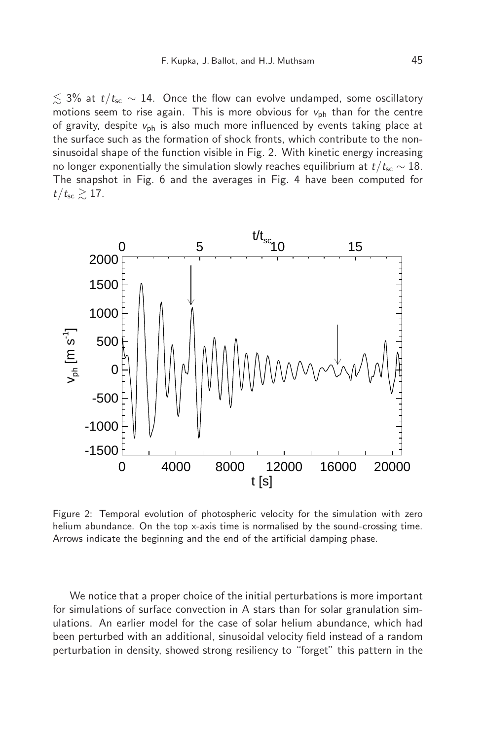$\lesssim 3\%$ at $t/t_{sc} \sim 14$. Once the flow can evolve undamped, some oscillatory motions seem to rise again. This is more obvious for $v_{ph}$ than for the centre of gravity, despite $v_{ph}$ is also much more influenced by events taking place at the surface such as the formation of shock fronts, which contribute to the non-sinusoidal shape of the function visible in Fig. 2. With kinetic energy increasing no longer exponentially the simulation slowly reaches equilibrium at $t/t_{sc} \sim 18$. The snapshot in Fig. 6 and the averages in Fig. 4 have been computed for $t/t_{sc} \gtrsim 17$.

Figure 2: Temporal evolution of photospheric velocity for the simulation with zero helium abundance. On the top x-axis time is normalised by the sound-crossing time. Arrows indicate the beginning and the end of the artificial damping phase.

We notice that a proper choice of the initial perturbations is more important for simulations of surface convection in A stars than for solar granulation simulations. An earlier model for the case of solar helium abundance, which had been perturbed with an additional, sinusoidal velocity field instead of a random perturbation in density, showed strong resiliency to "forget" this pattern in the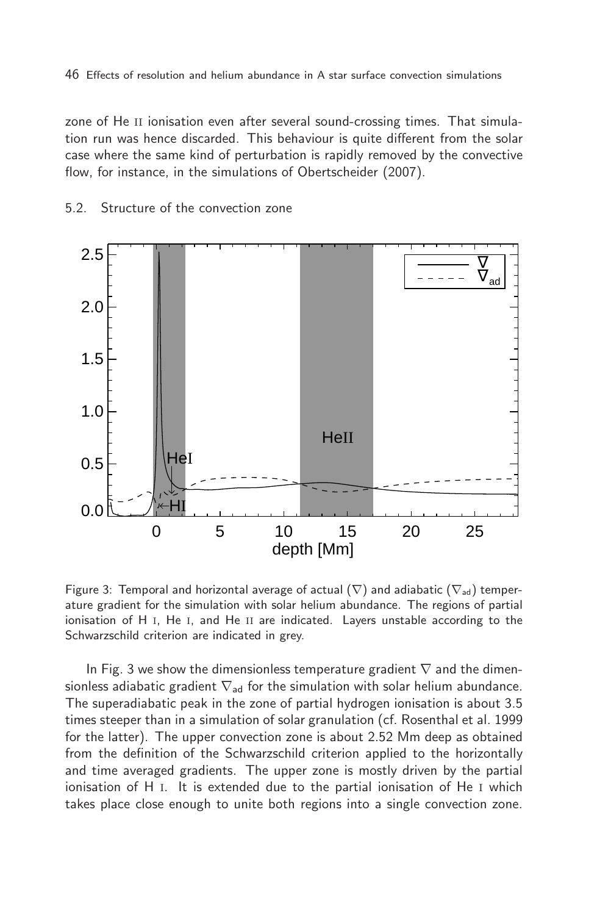zone of He II ionisation even after several sound-crossing times. That simulation run was hence discarded. This behaviour is quite different from the solar case where the same kind of perturbation is rapidly removed by the convective flow, for instance, in the simulations of Obertscheider (2007).

### 5.2. Structure of the convection zone

Figure 3: Temporal and horizontal average of actual ($\nabla$) and adiabatic ($\nabla_{\rm ad}$) temperature gradient for the simulation with solar helium abundance. The regions of partial ionisation of H I, He I, and He II are indicated. Layers unstable according to the Schwarzschild criterion are indicated in grey.

In Fig. 3 we show the dimensionless temperature gradient $\nabla$ and the dimensionless adiabatic gradient $\nabla_{\rm ad}$ for the simulation with solar helium abundance. The superadiabatic peak in the zone of partial hydrogen ionisation is about 3.5 times steeper than in a simulation of solar granulation (cf. Rosenthal et al. 1999 for the latter). The upper convection zone is about 2.52 Mm deep as obtained from the definition of the Schwarzschild criterion applied to the horizontally and time averaged gradients. The upper zone is mostly driven by the partial ionisation of H I. It is extended due to the partial ionisation of He I which takes place close enough to unite both regions into a single convection zone.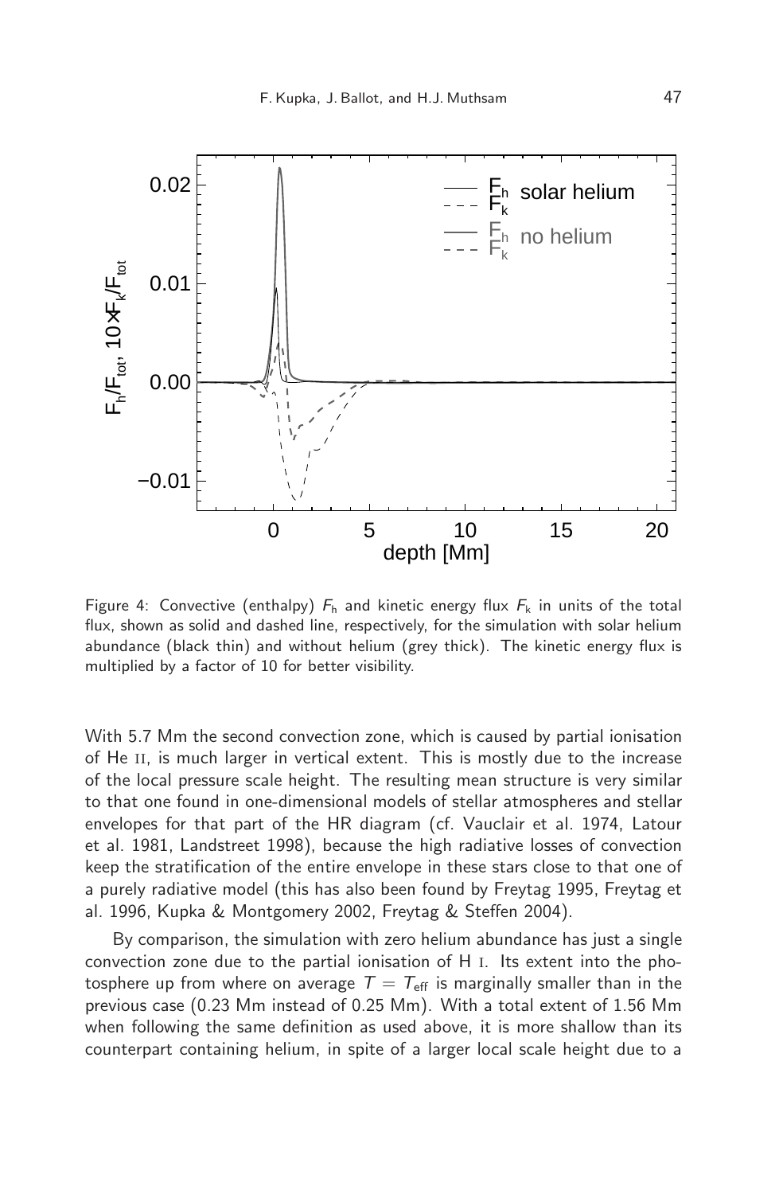Figure 4: Convective (enthalpy) $F_{\rm h}$ and kinetic energy flux $F_{\rm k}$ in units of the total flux, shown as solid and dashed line, respectively, for the simulation with solar helium abundance (black thin) and without helium (grey thick). The kinetic energy flux is multiplied by a factor of 10 for better visibility.

With 5.7 Mm the second convection zone, which is caused by partial ionisation of He II, is much larger in vertical extent. This is mostly due to the increase of the local pressure scale height. The resulting mean structure is very similar to that one found in one-dimensional models of stellar atmospheres and stellar envelopes for that part of the HR diagram (cf. Vauclair et al. 1974, Latour et al. 1981, Landstreet 1998), because the high radiative losses of convection keep the stratification of the entire envelope in these stars close to that one of a purely radiative model (this has also been found by Freytag 1995, Freytag et al. 1996, Kupka & Montgomery 2002, Freytag & Steffen 2004).

By comparison, the simulation with zero helium abundance has just a single convection zone due to the partial ionisation of H I. Its extent into the photosphere up from where on average $T = T_{\rm eff}$ is marginally smaller than in the previous case (0.23 Mm instead of 0.25 Mm). With a total extent of 1.56 Mm when following the same definition as used above, it is more shallow than its counterpart containing helium, in spite of a larger local scale height due to a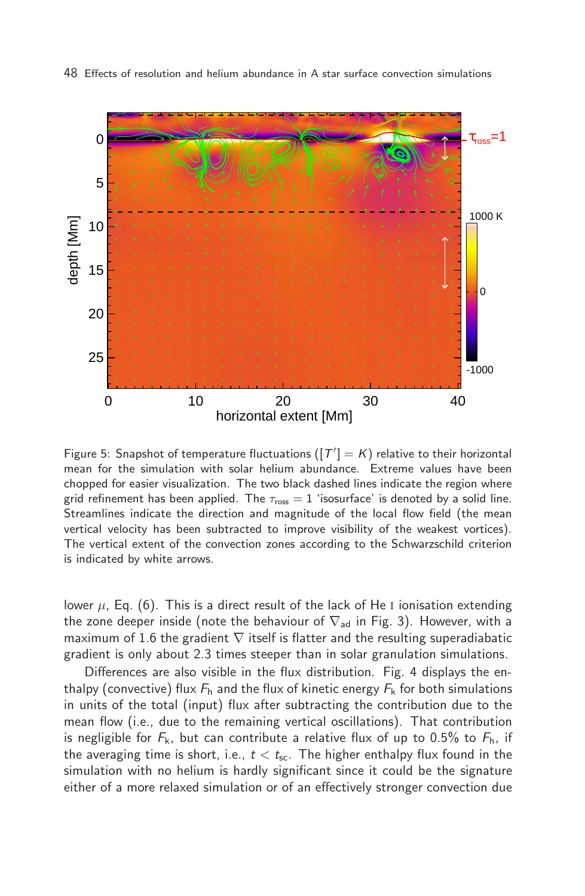Figure 5: Snapshot of temperature fluctuations ($[T'] = K$) relative to their horizontal mean for the simulation with solar helium abundance. Extreme values have been chopped for easier visualization. The two black dashed lines indicate the region where grid refinement has been applied. The $\tau_{\rm ross} = 1$ 'isosurface' is denoted by a solid line. Streamlines indicate the direction and magnitude of the local flow field (the mean vertical velocity has been subtracted to improve visibility of the weakest vortices). The vertical extent of the convection zones according to the Schwarzschild criterion is indicated by white arrows.

lower $\mu$, Eq. (6). This is a direct result of the lack of He I ionisation extending the zone deeper inside (note the behaviour of $\nabla_{\rm ad}$ in Fig. 3). However, with a maximum of 1.6 the gradient $\nabla$ itself is flatter and the resulting superadiabatic gradient is only about 2.3 times steeper than in solar granulation simulations.

Differences are also visible in the flux distribution. Fig. 4 displays the enthalpy (convective) flux $F_{\rm h}$ and the flux of kinetic energy $F_{\rm k}$ for both simulations in units of the total (input) flux after subtracting the contribution due to the mean flow (i.e., due to the remaining vertical oscillations). That contribution is negligible for $F_{\rm k}$, but can contribute a relative flux of up to 0.5% to $F_{\rm h}$, if the averaging time is short, i.e., $t < t_{\rm sc}$. The higher enthalpy flux found in the simulation with no helium is hardly significant since it could be the signature either of a more relaxed simulation or of an effectively stronger convection due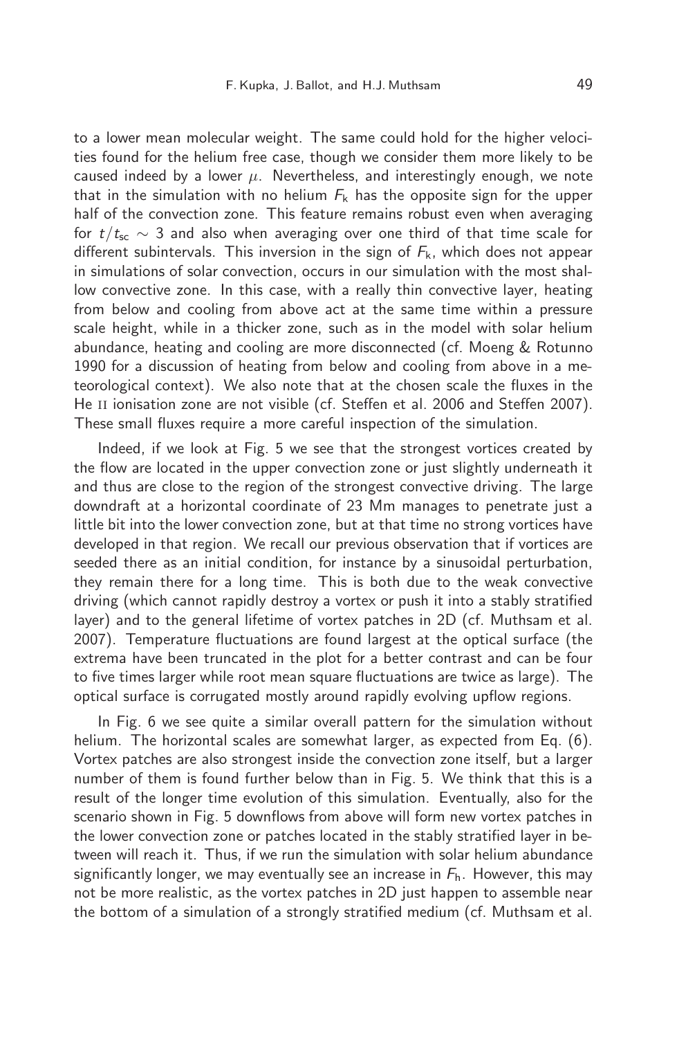to a lower mean molecular weight. The same could hold for the higher velocities found for the helium free case, though we consider them more likely to be caused indeed by a lower $\mu$. Nevertheless, and interestingly enough, we note that in the simulation with no helium $F_k$ has the opposite sign for the upper half of the convection zone. This feature remains robust even when averaging for $t/t_{sc} \sim 3$ and also when averaging over one third of that time scale for different subintervals. This inversion in the sign of $F_k$, which does not appear in simulations of solar convection, occurs in our simulation with the most shallow convective zone. In this case, with a really thin convective layer, heating from below and cooling from above act at the same time within a pressure scale height, while in a thicker zone, such as in the model with solar helium abundance, heating and cooling are more disconnected (cf. Moeng & Rotunno 1990 for a discussion of heating from below and cooling from above in a meteorological context). We also note that at the chosen scale the fluxes in the He II ionisation zone are not visible (cf. Steffen et al. 2006 and Steffen 2007). These small fluxes require a more careful inspection of the simulation.

Indeed, if we look at Fig. 5 we see that the strongest vortices created by the flow are located in the upper convection zone or just slightly underneath it and thus are close to the region of the strongest convective driving. The large downdraft at a horizontal coordinate of 23 Mm manages to penetrate just a little bit into the lower convection zone, but at that time no strong vortices have developed in that region. We recall our previous observation that if vortices are seeded there as an initial condition, for instance by a sinusoidal perturbation, they remain there for a long time. This is both due to the weak convective driving (which cannot rapidly destroy a vortex or push it into a stably stratified layer) and to the general lifetime of vortex patches in 2D (cf. Muthsam et al. 2007). Temperature fluctuations are found largest at the optical surface (the extrema have been truncated in the plot for a better contrast and can be four to five times larger while root mean square fluctuations are twice as large). The optical surface is corrugated mostly around rapidly evolving upflow regions.

In Fig. 6 we see quite a similar overall pattern for the simulation without helium. The horizontal scales are somewhat larger, as expected from Eq. (6). Vortex patches are also strongest inside the convection zone itself, but a larger number of them is found further below than in Fig. 5. We think that this is a result of the longer time evolution of this simulation. Eventually, also for the scenario shown in Fig. 5 downflows from above will form new vortex patches in the lower convection zone or patches located in the stably stratified layer in between will reach it. Thus, if we run the simulation with solar helium abundance significantly longer, we may eventually see an increase in $F_h$. However, this may not be more realistic, as the vortex patches in 2D just happen to assemble near the bottom of a simulation of a strongly stratified medium (cf. Muthsam et al.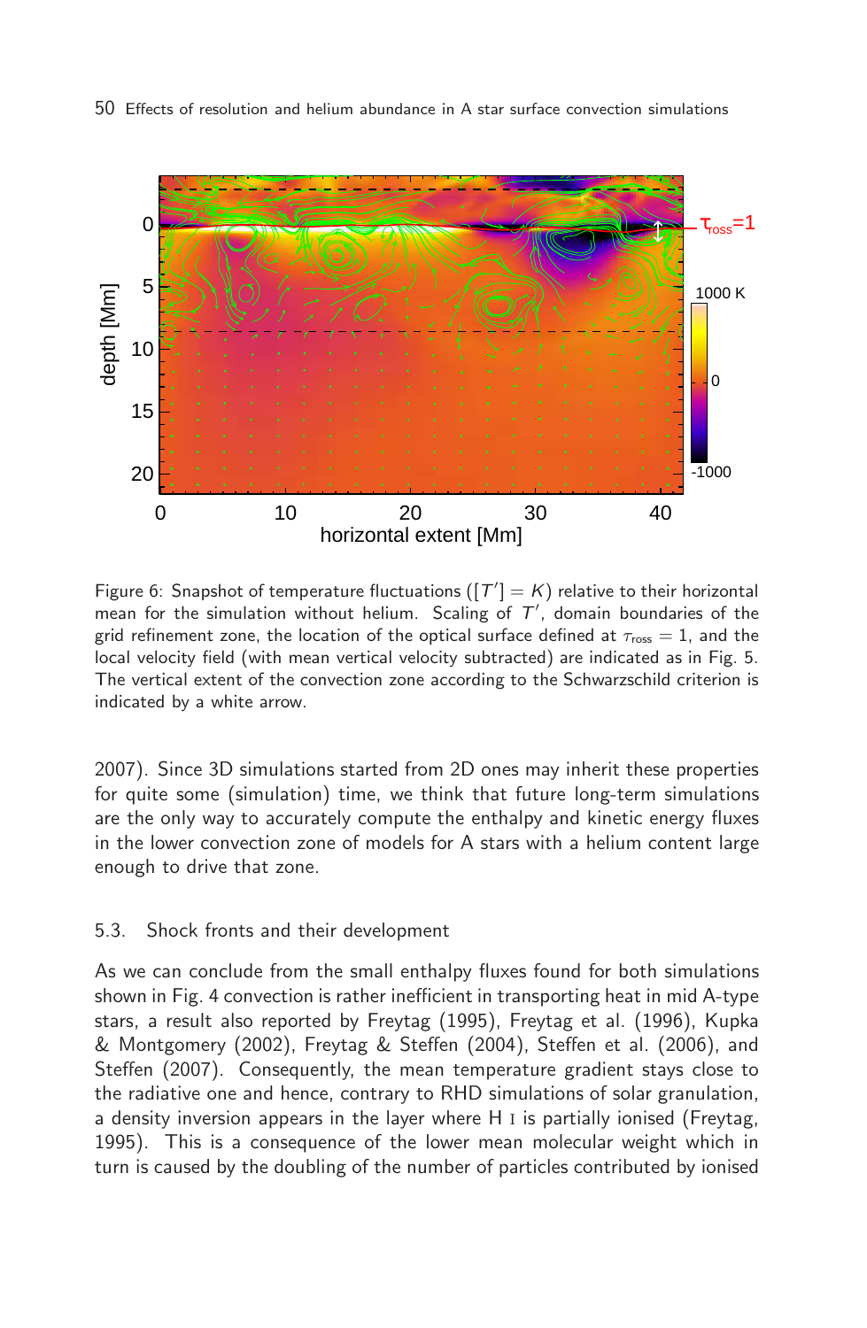Figure 6: Snapshot of temperature fluctuations ($[T'] = K$) relative to their horizontal mean for the simulation without helium. Scaling of $T'$, domain boundaries of the grid refinement zone, the location of the optical surface defined at $\tau_{\rm ross} = 1$, and the local velocity field (with mean vertical velocity subtracted) are indicated as in Fig. 5. The vertical extent of the convection zone according to the Schwarzschild criterion is indicated by a white arrow.

2007). Since 3D simulations started from 2D ones may inherit these properties for quite some (simulation) time, we think that future long-term simulations are the only way to accurately compute the enthalpy and kinetic energy fluxes in the lower convection zone of models for A stars with a helium content large enough to drive that zone.

### 5.3. Shock fronts and their development

As we can conclude from the small enthalpy fluxes found for both simulations shown in Fig. 4 convection is rather inefficient in transporting heat in mid A-type stars, a result also reported by Freytag (1995), Freytag et al. (1996), Kupka & Montgomery (2002), Freytag & Steffen (2004), Steffen et al. (2006), and Steffen (2007). Consequently, the mean temperature gradient stays close to the radiative one and hence, contrary to RHD simulations of solar granulation, a density inversion appears in the layer where H I is partially ionised (Freytag, 1995). This is a consequence of the lower mean molecular weight which in turn is caused by the doubling of the number of particles contributed by ionised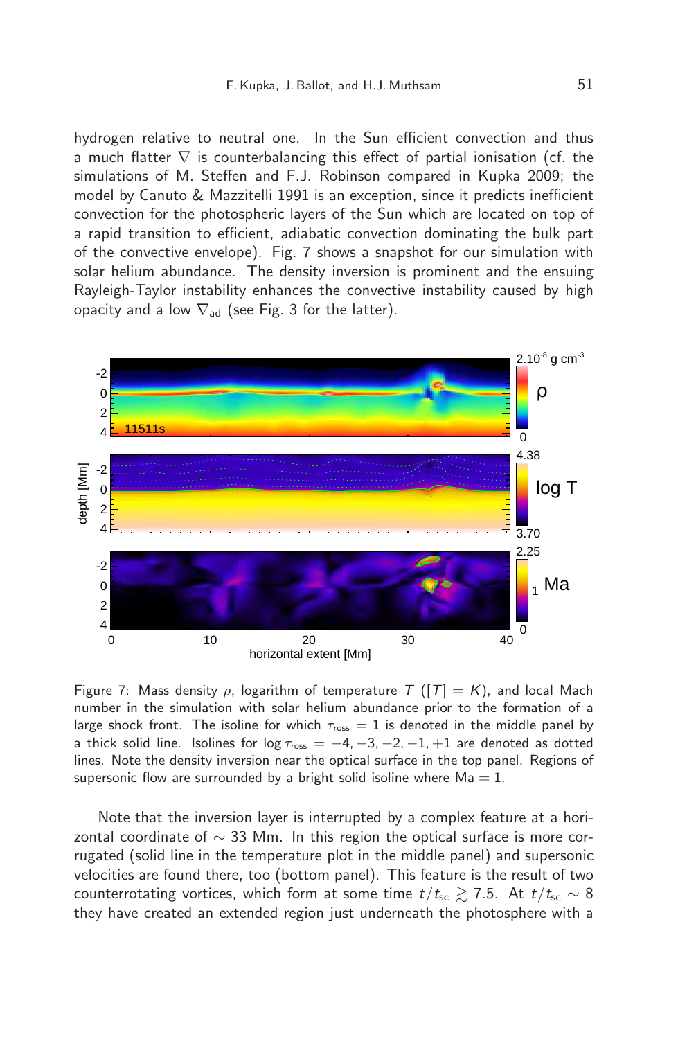hydrogen relative to neutral one. In the Sun efficient convection and thus a much flatter $\nabla$ is counterbalancing this effect of partial ionisation (cf. the simulations of M. Steffen and F.J. Robinson compared in Kupka 2009; the model by Canuto & Mazzitelli 1991 is an exception, since it predicts inefficient convection for the photospheric layers of the Sun which are located on top of a rapid transition to efficient, adiabatic convection dominating the bulk part of the convective envelope). Fig. 7 shows a snapshot for our simulation with solar helium abundance. The density inversion is prominent and the ensuing Rayleigh-Taylor instability enhances the convective instability caused by high opacity and a low $\nabla_{\mathrm{ad}}$ (see Fig. 3 for the latter).

Figure 7: Mass density $\rho$, logarithm of temperature $T$ ($[T] = K$), and local Mach number in the simulation with solar helium abundance prior to the formation of a large shock front. The isoline for which $\tau_{\mathrm{ross}} = 1$ is denoted in the middle panel by a thick solid line. Isolines for $\log \tau_{\mathrm{ross}} = -4, -3, -2, -1, +1$ are denoted as dotted lines. Note the density inversion near the optical surface in the top panel. Regions of supersonic flow are surrounded by a bright solid isoline where $\mathrm{Ma} = 1$.

Note that the inversion layer is interrupted by a complex feature at a horizontal coordinate of $\sim 33$ Mm. In this region the optical surface is more corrugated (solid line in the temperature plot in the middle panel) and supersonic velocities are found there, too (bottom panel). This feature is the result of two counterrotating vortices, which form at some time $t/t_{\mathrm{sc}} \gtrsim 7.5$. At $t/t_{\mathrm{sc}} \sim 8$ they have created an extended region just underneath the photosphere with a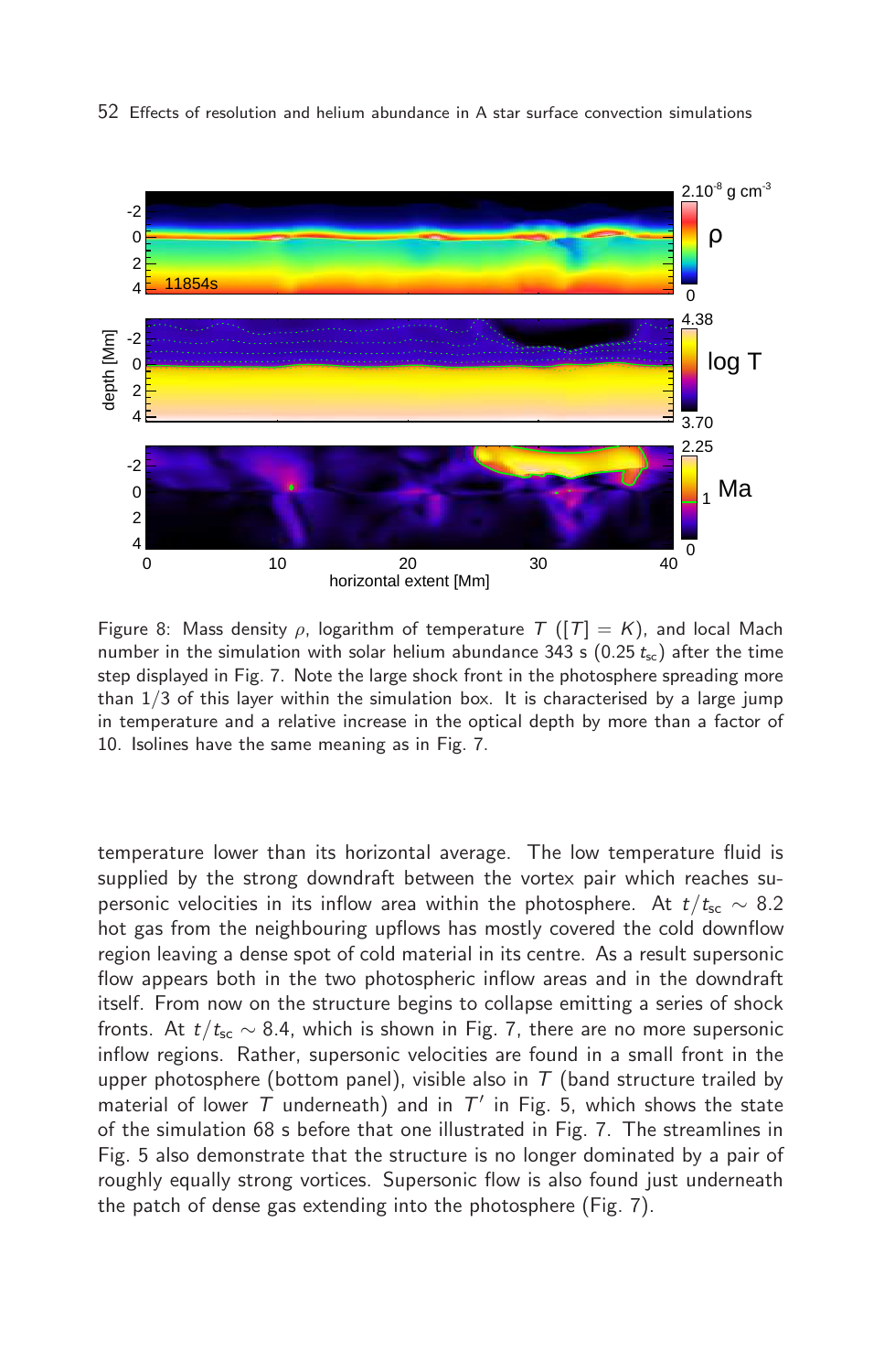Figure 8: Mass density $\rho$, logarithm of temperature $T$ ($[T] = K$), and local Mach number in the simulation with solar helium abundance 343 s ($0.25\,t_{\rm sc}$) after the time step displayed in Fig. 7. Note the large shock front in the photosphere spreading more than 1/3 of this layer within the simulation box. It is characterised by a large jump in temperature and a relative increase in the optical depth by more than a factor of 10. Isolines have the same meaning as in Fig. 7.

temperature lower than its horizontal average. The low temperature fluid is supplied by the strong downdraft between the vortex pair which reaches supersonic velocities in its inflow area within the photosphere. At $t/t_{\rm sc} \sim 8.2$ hot gas from the neighbouring upflows has mostly covered the cold downflow region leaving a dense spot of cold material in its centre. As a result supersonic flow appears both in the two photospheric inflow areas and in the downdraft itself. From now on the structure begins to collapse emitting a series of shock fronts. At $t/t_{\rm sc} \sim 8.4$, which is shown in Fig. 7, there are no more supersonic inflow regions. Rather, supersonic velocities are found in a small front in the upper photosphere (bottom panel), visible also in $T$ (band structure trailed by material of lower $T$ underneath) and in $T'$ in Fig. 5, which shows the state of the simulation 68 s before that one illustrated in Fig. 7. The streamlines in Fig. 5 also demonstrate that the structure is no longer dominated by a pair of roughly equally strong vortices. Supersonic flow is also found just underneath the patch of dense gas extending into the photosphere (Fig. 7).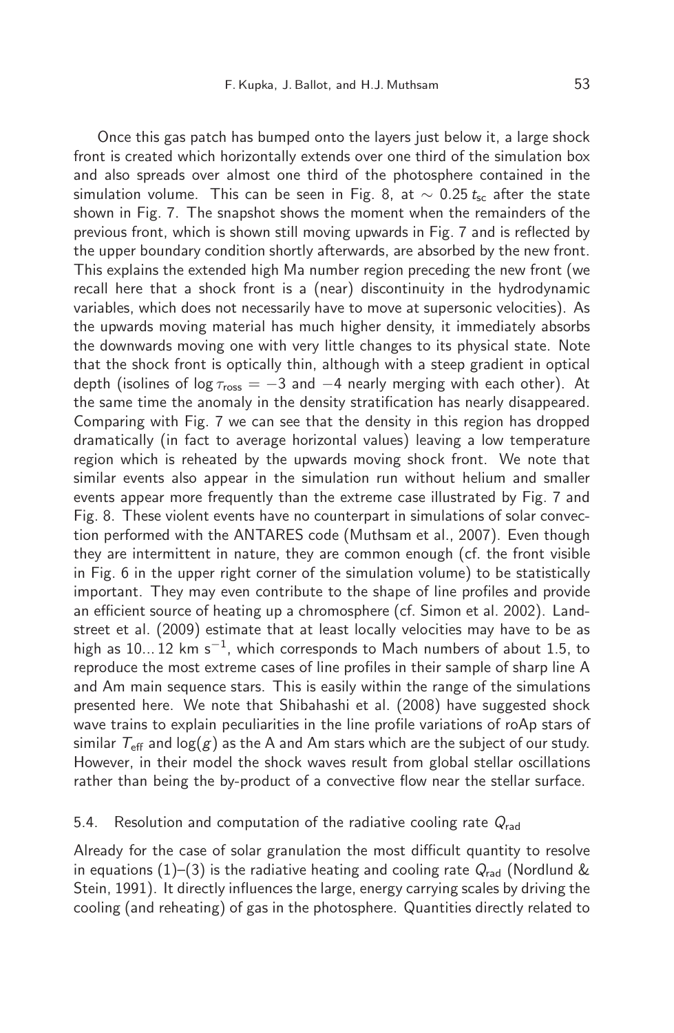Once this gas patch has bumped onto the layers just below it, a large shock front is created which horizontally extends over one third of the simulation box and also spreads over almost one third of the photosphere contained in the simulation volume. This can be seen in Fig. 8, at $\sim 0.25\, t_{\rm sc}$ after the state shown in Fig. 7. The snapshot shows the moment when the remainders of the previous front, which is shown still moving upwards in Fig. 7 and is reflected by the upper boundary condition shortly afterwards, are absorbed by the new front. This explains the extended high Ma number region preceding the new front (we recall here that a shock front is a (near) discontinuity in the hydrodynamic variables, which does not necessarily have to move at supersonic velocities). As the upwards moving material has much higher density, it immediately absorbs the downwards moving one with very little changes to its physical state. Note that the shock front is optically thin, although with a steep gradient in optical depth (isolines of $\log \tau_{\rm ross} = -3$ and $-4$ nearly merging with each other). At the same time the anomaly in the density stratification has nearly disappeared. Comparing with Fig. 7 we can see that the density in this region has dropped dramatically (in fact to average horizontal values) leaving a low temperature region which is reheated by the upwards moving shock front. We note that similar events also appear in the simulation run without helium and smaller events appear more frequently than the extreme case illustrated by Fig. 7 and Fig. 8. These violent events have no counterpart in simulations of solar convection performed with the ANTARES code (Muthsam et al., 2007). Even though they are intermittent in nature, they are common enough (cf. the front visible in Fig. 6 in the upper right corner of the simulation volume) to be statistically important. They may even contribute to the shape of line profiles and provide an efficient source of heating up a chromosphere (cf. Simon et al. 2002). Landstreet et al. (2009) estimate that at least locally velocities may have to be as high as 10...12 km $\rm s^{-1}$, which corresponds to Mach numbers of about 1.5, to reproduce the most extreme cases of line profiles in their sample of sharp line A and Am main sequence stars. This is easily within the range of the simulations presented here. We note that Shibahashi et al. (2008) have suggested shock wave trains to explain peculiarities in the line profile variations of roAp stars of similar $T_{\rm eff}$ and $\log(g)$ as the A and Am stars which are the subject of our study. However, in their model the shock waves result from global stellar oscillations rather than being the by-product of a convective flow near the stellar surface.

### 5.4. Resolution and computation of the radiative cooling rate $Q_{\rm rad}$

Already for the case of solar granulation the most difficult quantity to resolve in equations (1)–(3) is the radiative heating and cooling rate $Q_{\rm rad}$ (Nordlund & Stein, 1991). It directly influences the large, energy carrying scales by driving the cooling (and reheating) of gas in the photosphere. Quantities directly related to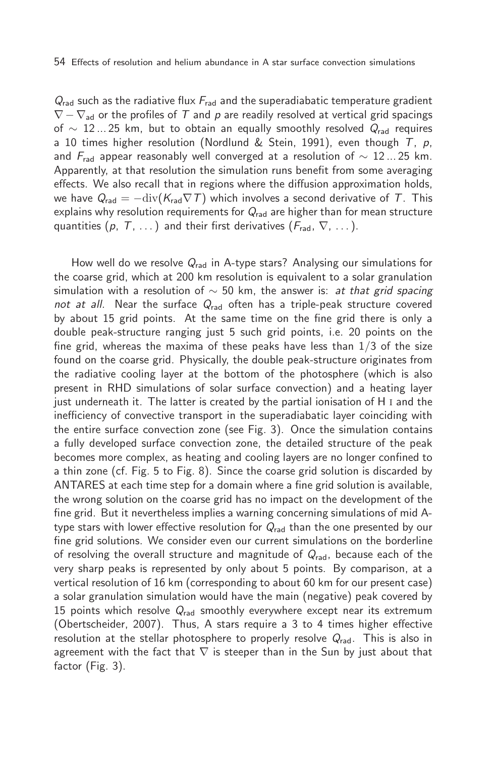$Q_{\rm rad}$ such as the radiative flux $F_{\rm rad}$ and the superadiabatic temperature gradient $\nabla - \nabla_{\rm ad}$ or the profiles of $T$ and $p$ are readily resolved at vertical grid spacings of $\sim 12 \ldots 25$ km, but to obtain an equally smoothly resolved $Q_{\rm rad}$ requires a 10 times higher resolution (Nordlund & Stein, 1991), even though $T$, $p$, and $F_{\rm rad}$ appear reasonably well converged at a resolution of $\sim 12 \ldots 25$ km. Apparently, at that resolution the simulation runs benefit from some averaging effects. We also recall that in regions where the diffusion approximation holds, we have $Q_{\rm rad} = -{\rm div}(K_{\rm rad} \nabla T)$ which involves a second derivative of $T$. This explains why resolution requirements for $Q_{\rm rad}$ are higher than for mean structure quantities ($p$, $T$, ...) and their first derivatives ($F_{\rm rad}$, $\nabla$, ...).

How well do we resolve $Q_{\rm rad}$ in A-type stars? Analysing our simulations for the coarse grid, which at 200 km resolution is equivalent to a solar granulation simulation with a resolution of $\sim 50$ km, the answer is: *at that grid spacing not at all.* Near the surface $Q_{\rm rad}$ often has a triple-peak structure covered by about 15 grid points. At the same time on the fine grid there is only a double peak-structure ranging just 5 such grid points, i.e. 20 points on the fine grid, whereas the maxima of these peaks have less than 1/3 of the size found on the coarse grid. Physically, the double peak-structure originates from the radiative cooling layer at the bottom of the photosphere (which is also present in RHD simulations of solar surface convection) and a heating layer just underneath it. The latter is created by the partial ionisation of H I and the inefficiency of convective transport in the superadiabatic layer coinciding with the entire surface convection zone (see Fig. 3). Once the simulation contains a fully developed surface convection zone, the detailed structure of the peak becomes more complex, as heating and cooling layers are no longer confined to a thin zone (cf. Fig. 5 to Fig. 8). Since the coarse grid solution is discarded by ANTARES at each time step for a domain where a fine grid solution is available, the wrong solution on the coarse grid has no impact on the development of the fine grid. But it nevertheless implies a warning concerning simulations of mid A-type stars with lower effective resolution for $Q_{\rm rad}$ than the one presented by our fine grid solutions. We consider even our current simulations on the borderline of resolving the overall structure and magnitude of $Q_{\rm rad}$, because each of the very sharp peaks is represented by only about 5 points. By comparison, at a vertical resolution of 16 km (corresponding to about 60 km for our present case) a solar granulation simulation would have the main (negative) peak covered by 15 points which resolve $Q_{\rm rad}$ smoothly everywhere except near its extremum (Obertscheider, 2007). Thus, A stars require a 3 to 4 times higher effective resolution at the stellar photosphere to properly resolve $Q_{\rm rad}$. This is also in agreement with the fact that $\nabla$ is steeper than in the Sun by just about that factor (Fig. 3).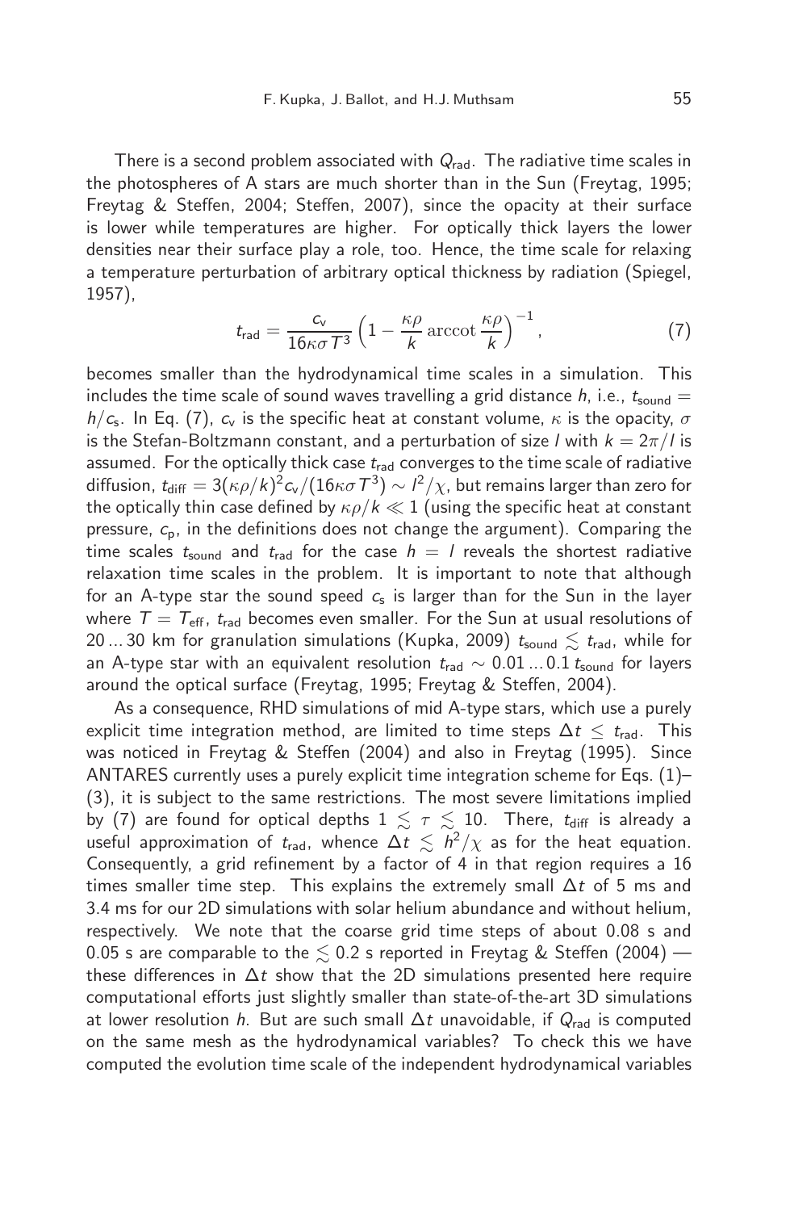There is a second problem associated with $Q_{\rm rad}$. The radiative time scales in the photospheres of A stars are much shorter than in the Sun (Freytag, 1995; Freytag & Steffen, 2004; Steffen, 2007), since the opacity at their surface is lower while temperatures are higher. For optically thick layers the lower densities near their surface play a role, too. Hence, the time scale for relaxing a temperature perturbation of arbitrary optical thickness by radiation (Spiegel, 1957),

$$t_{\rm rad} = \frac{c_{\rm v}}{16\kappa\sigma T^3}\left(1 - \frac{\kappa\rho}{k}\,\mathrm{arccot}\,\frac{\kappa\rho}{k}\right)^{-1}, \tag{7}$$

becomes smaller than the hydrodynamical time scales in a simulation. This includes the time scale of sound waves travelling a grid distance $h$, i.e., $t_{\rm sound} = h/c_{\rm s}$. In Eq. (7), $c_{\rm v}$ is the specific heat at constant volume, $\kappa$ is the opacity, $\sigma$ is the Stefan-Boltzmann constant, and a perturbation of size $l$ with $k = 2\pi/l$ is assumed. For the optically thick case $t_{\rm rad}$ converges to the time scale of radiative diffusion, $t_{\rm diff} = 3(\kappa\rho/k)^2 c_{\rm v}/(16\kappa\sigma T^3) \sim l^2/\chi$, but remains larger than zero for the optically thin case defined by $\kappa\rho/k \ll 1$ (using the specific heat at constant pressure, $c_{\rm p}$, in the definitions does not change the argument). Comparing the time scales $t_{\rm sound}$ and $t_{\rm rad}$ for the case $h = l$ reveals the shortest radiative relaxation time scales in the problem. It is important to note that although for an A-type star the sound speed $c_{\rm s}$ is larger than for the Sun in the layer where $T = T_{\rm eff}$, $t_{\rm rad}$ becomes even smaller. For the Sun at usual resolutions of $20 \ldots 30$ km for granulation simulations (Kupka, 2009) $t_{\rm sound} \lesssim t_{\rm rad}$, while for an A-type star with an equivalent resolution $t_{\rm rad} \sim 0.01 \ldots 0.1\, t_{\rm sound}$ for layers around the optical surface (Freytag, 1995; Freytag & Steffen, 2004).

As a consequence, RHD simulations of mid A-type stars, which use a purely explicit time integration method, are limited to time steps $\Delta t \leq t_{\rm rad}$. This was noticed in Freytag & Steffen (2004) and also in Freytag (1995). Since ANTARES currently uses a purely explicit time integration scheme for Eqs. (1)–(3), it is subject to the same restrictions. The most severe limitations implied by (7) are found for optical depths $1 \lesssim \tau \lesssim 10$. There, $t_{\rm diff}$ is already a useful approximation of $t_{\rm rad}$, whence $\Delta t \lesssim h^2/\chi$ as for the heat equation. Consequently, a grid refinement by a factor of 4 in that region requires a 16 times smaller time step. This explains the extremely small $\Delta t$ of 5 ms and 3.4 ms for our 2D simulations with solar helium abundance and without helium, respectively. We note that the coarse grid time steps of about 0.08 s and 0.05 s are comparable to the $\lesssim 0.2$ s reported in Freytag & Steffen (2004) — these differences in $\Delta t$ show that the 2D simulations presented here require computational efforts just slightly smaller than state-of-the-art 3D simulations at lower resolution $h$. But are such small $\Delta t$ unavoidable, if $Q_{\rm rad}$ is computed on the same mesh as the hydrodynamical variables? To check this we have computed the evolution time scale of the independent hydrodynamical variables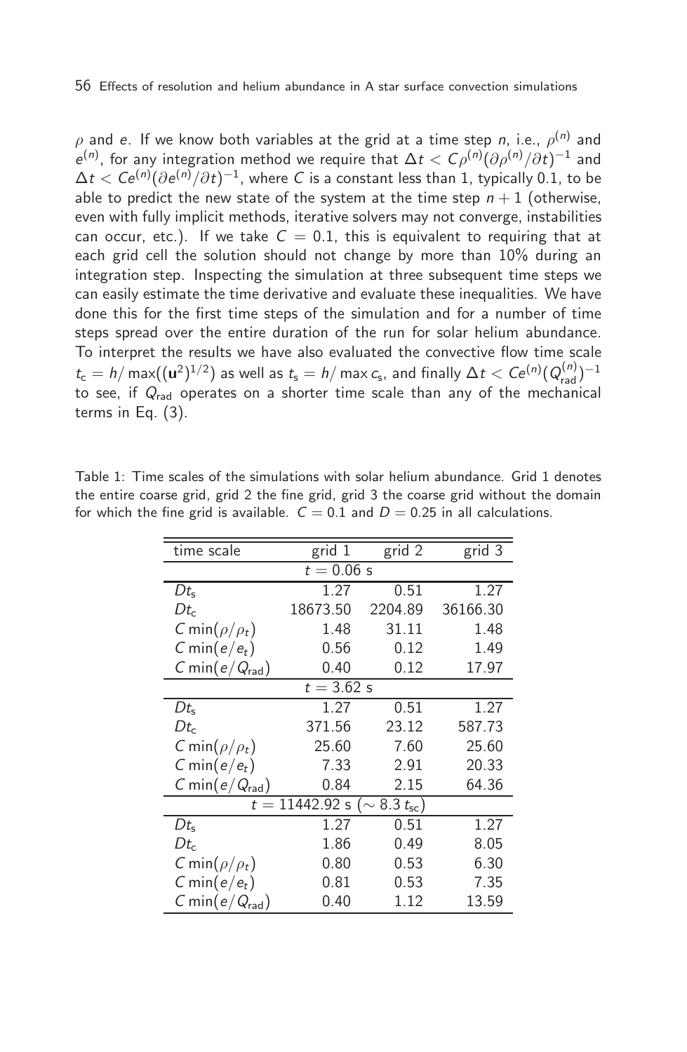$\rho$ and $e$. If we know both variables at the grid at a time step $n$, i.e., $\rho^{(n)}$ and $e^{(n)}$, for any integration method we require that $\Delta t < C\rho^{(n)}(\partial\rho^{(n)}/\partial t)^{-1}$ and $\Delta t < Ce^{(n)}(\partial e^{(n)}/\partial t)^{-1}$, where $C$ is a constant less than 1, typically 0.1, to be able to predict the new state of the system at the time step $n+1$ (otherwise, even with fully implicit methods, iterative solvers may not converge, instabilities can occur, etc.). If we take $C = 0.1$, this is equivalent to requiring that at each grid cell the solution should not change by more than 10% during an integration step. Inspecting the simulation at three subsequent time steps we can easily estimate the time derivative and evaluate these inequalities. We have done this for the first time steps of the simulation and for a number of time steps spread over the entire duration of the run for solar helium abundance. To interpret the results we have also evaluated the convective flow time scale $t_{\mathrm{c}} = h/\max((\mathbf{u}^2)^{1/2})$ as well as $t_{\mathrm{s}} = h/\max c_{\mathrm{s}}$, and finally $\Delta t < Ce^{(n)}(Q_{\mathrm{rad}}^{(n)})^{-1}$ to see, if $Q_{\mathrm{rad}}$ operates on a shorter time scale than any of the mechanical terms in Eq. (3).

Table 1: Time scales of the simulations with solar helium abundance. Grid 1 denotes the entire coarse grid, grid 2 the fine grid, grid 3 the coarse grid without the domain for which the fine grid is available. $C = 0.1$ and $D = 0.25$ in all calculations.

| time scale | grid 1 | grid 2 | grid 3 |
|---|---|---|---|
| | $t = 0.06$ s | | |
| $Dt_{\mathrm{s}}$ | 1.27 | 0.51 | 1.27 |
| $Dt_{\mathrm{c}}$ | 18673.50 | 2204.89 | 36166.30 |
| $C\min(\rho/\rho_t)$ | 1.48 | 31.11 | 1.48 |
| $C\min(e/e_t)$ | 0.56 | 0.12 | 1.49 |
| $C\min(e/Q_{\mathrm{rad}})$ | 0.40 | 0.12 | 17.97 |
| | $t = 3.62$ s | | |
| $Dt_{\mathrm{s}}$ | 1.27 | 0.51 | 1.27 |
| $Dt_{\mathrm{c}}$ | 371.56 | 23.12 | 587.73 |
| $C\min(\rho/\rho_t)$ | 25.60 | 7.60 | 25.60 |
| $C\min(e/e_t)$ | 7.33 | 2.91 | 20.33 |
| $C\min(e/Q_{\mathrm{rad}})$ | 0.84 | 2.15 | 64.36 |
| | $t = 11442.92$ s ($\sim 8.3\, t_{\mathrm{sc}}$) | | |
| $Dt_{\mathrm{s}}$ | 1.27 | 0.51 | 1.27 |
| $Dt_{\mathrm{c}}$ | 1.86 | 0.49 | 8.05 |
| $C\min(\rho/\rho_t)$ | 0.80 | 0.53 | 6.30 |
| $C\min(e/e_t)$ | 0.81 | 0.53 | 7.35 |
| $C\min(e/Q_{\mathrm{rad}})$ | 0.40 | 1.12 | 13.59 |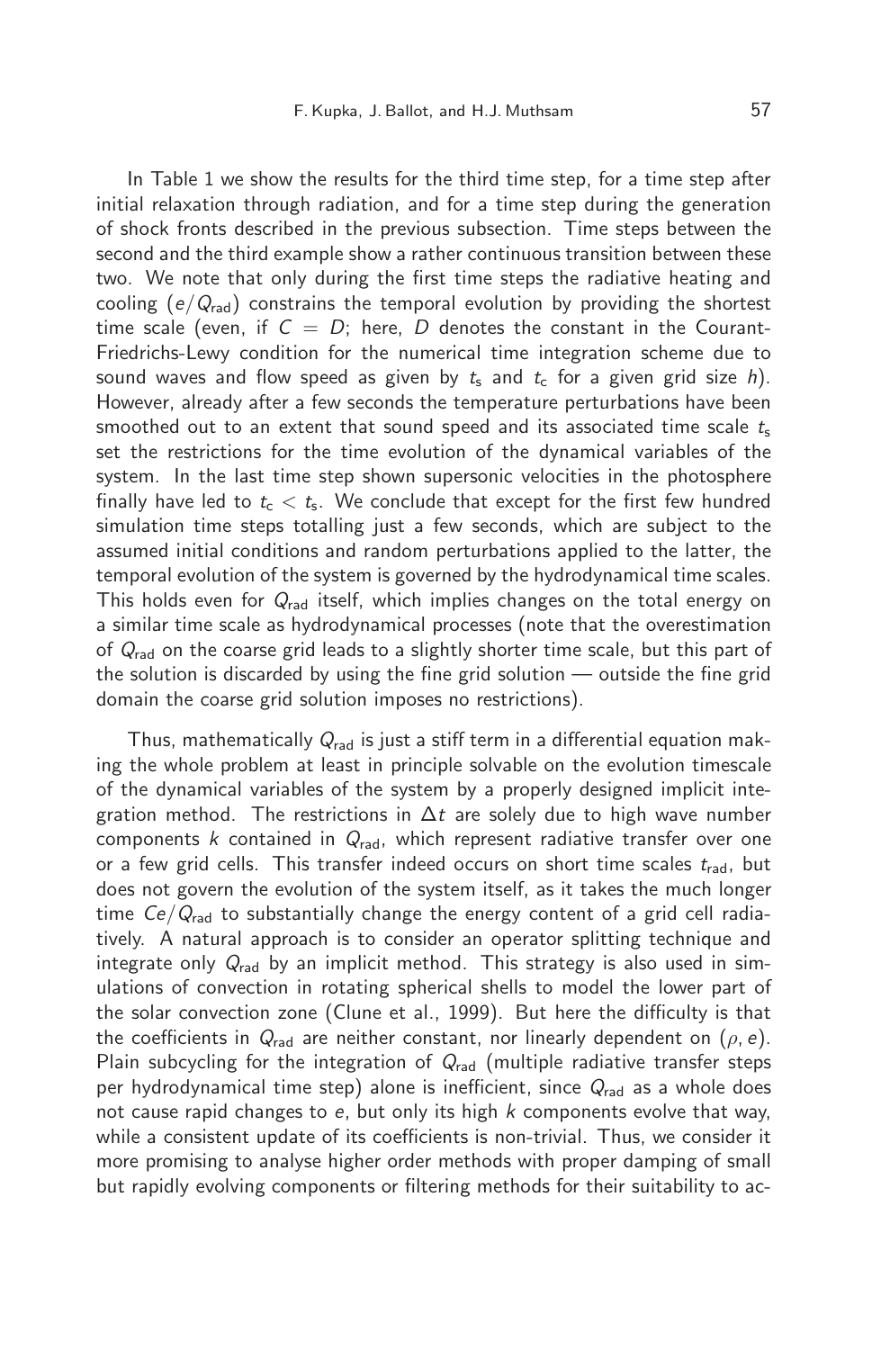In Table 1 we show the results for the third time step, for a time step after initial relaxation through radiation, and for a time step during the generation of shock fronts described in the previous subsection. Time steps between the second and the third example show a rather continuous transition between these two. We note that only during the first time steps the radiative heating and cooling ($e/Q_{\mathrm{rad}}$) constrains the temporal evolution by providing the shortest time scale (even, if $C = D$; here, $D$ denotes the constant in the Courant-Friedrichs-Lewy condition for the numerical time integration scheme due to sound waves and flow speed as given by $t_{\mathrm{s}}$ and $t_{\mathrm{c}}$ for a given grid size $h$). However, already after a few seconds the temperature perturbations have been smoothed out to an extent that sound speed and its associated time scale $t_{\mathrm{s}}$ set the restrictions for the time evolution of the dynamical variables of the system. In the last time step shown supersonic velocities in the photosphere finally have led to $t_{\mathrm{c}} < t_{\mathrm{s}}$. We conclude that except for the first few hundred simulation time steps totalling just a few seconds, which are subject to the assumed initial conditions and random perturbations applied to the latter, the temporal evolution of the system is governed by the hydrodynamical time scales. This holds even for $Q_{\mathrm{rad}}$ itself, which implies changes on the total energy on a similar time scale as hydrodynamical processes (note that the overestimation of $Q_{\mathrm{rad}}$ on the coarse grid leads to a slightly shorter time scale, but this part of the solution is discarded by using the fine grid solution — outside the fine grid domain the coarse grid solution imposes no restrictions).

Thus, mathematically $Q_{\mathrm{rad}}$ is just a stiff term in a differential equation making the whole problem at least in principle solvable on the evolution timescale of the dynamical variables of the system by a properly designed implicit integration method. The restrictions in $\Delta t$ are solely due to high wave number components $k$ contained in $Q_{\mathrm{rad}}$, which represent radiative transfer over one or a few grid cells. This transfer indeed occurs on short time scales $t_{\mathrm{rad}}$, but does not govern the evolution of the system itself, as it takes the much longer time $Ce/Q_{\mathrm{rad}}$ to substantially change the energy content of a grid cell radiatively. A natural approach is to consider an operator splitting technique and integrate only $Q_{\mathrm{rad}}$ by an implicit method. This strategy is also used in simulations of convection in rotating spherical shells to model the lower part of the solar convection zone (Clune et al., 1999). But here the difficulty is that the coefficients in $Q_{\mathrm{rad}}$ are neither constant, nor linearly dependent on $(\rho, e)$. Plain subcycling for the integration of $Q_{\mathrm{rad}}$ (multiple radiative transfer steps per hydrodynamical time step) alone is inefficient, since $Q_{\mathrm{rad}}$ as a whole does not cause rapid changes to $e$, but only its high $k$ components evolve that way, while a consistent update of its coefficients is non-trivial. Thus, we consider it more promising to analyse higher order methods with proper damping of small but rapidly evolving components or filtering methods for their suitability to ac-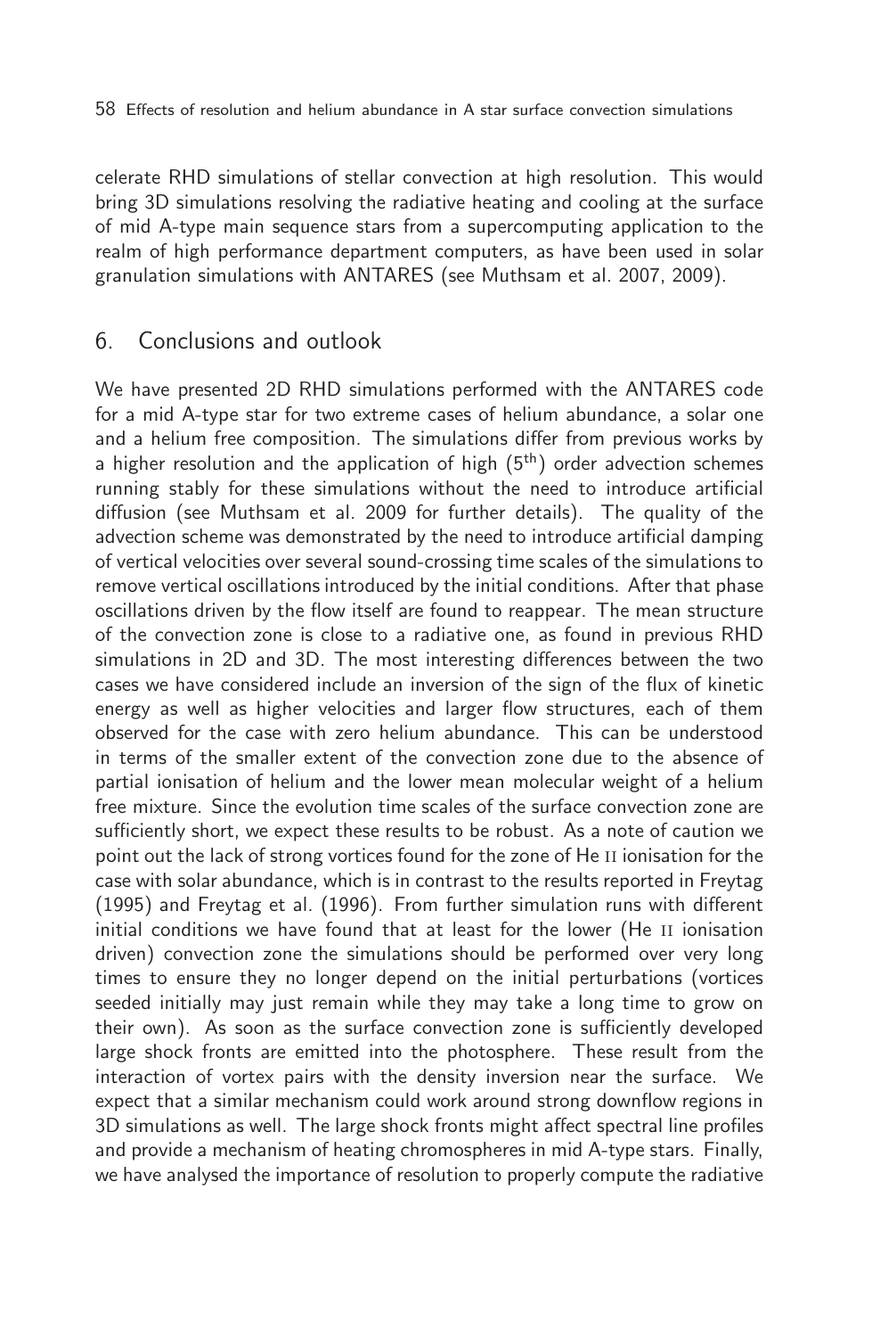celerate RHD simulations of stellar convection at high resolution. This would bring 3D simulations resolving the radiative heating and cooling at the surface of mid A-type main sequence stars from a supercomputing application to the realm of high performance department computers, as have been used in solar granulation simulations with ANTARES (see Muthsam et al. 2007, 2009).

## 6. Conclusions and outlook

We have presented 2D RHD simulations performed with the ANTARES code for a mid A-type star for two extreme cases of helium abundance, a solar one and a helium free composition. The simulations differ from previous works by a higher resolution and the application of high ($5^{\text{th}}$) order advection schemes running stably for these simulations without the need to introduce artificial diffusion (see Muthsam et al. 2009 for further details). The quality of the advection scheme was demonstrated by the need to introduce artificial damping of vertical velocities over several sound-crossing time scales of the simulations to remove vertical oscillations introduced by the initial conditions. After that phase oscillations driven by the flow itself are found to reappear. The mean structure of the convection zone is close to a radiative one, as found in previous RHD simulations in 2D and 3D. The most interesting differences between the two cases we have considered include an inversion of the sign of the flux of kinetic energy as well as higher velocities and larger flow structures, each of them observed for the case with zero helium abundance. This can be understood in terms of the smaller extent of the convection zone due to the absence of partial ionisation of helium and the lower mean molecular weight of a helium free mixture. Since the evolution time scales of the surface convection zone are sufficiently short, we expect these results to be robust. As a note of caution we point out the lack of strong vortices found for the zone of He II ionisation for the case with solar abundance, which is in contrast to the results reported in Freytag (1995) and Freytag et al. (1996). From further simulation runs with different initial conditions we have found that at least for the lower (He II ionisation driven) convection zone the simulations should be performed over very long times to ensure they no longer depend on the initial perturbations (vortices seeded initially may just remain while they may take a long time to grow on their own). As soon as the surface convection zone is sufficiently developed large shock fronts are emitted into the photosphere. These result from the interaction of vortex pairs with the density inversion near the surface. We expect that a similar mechanism could work around strong downflow regions in 3D simulations as well. The large shock fronts might affect spectral line profiles and provide a mechanism of heating chromospheres in mid A-type stars. Finally, we have analysed the importance of resolution to properly compute the radiative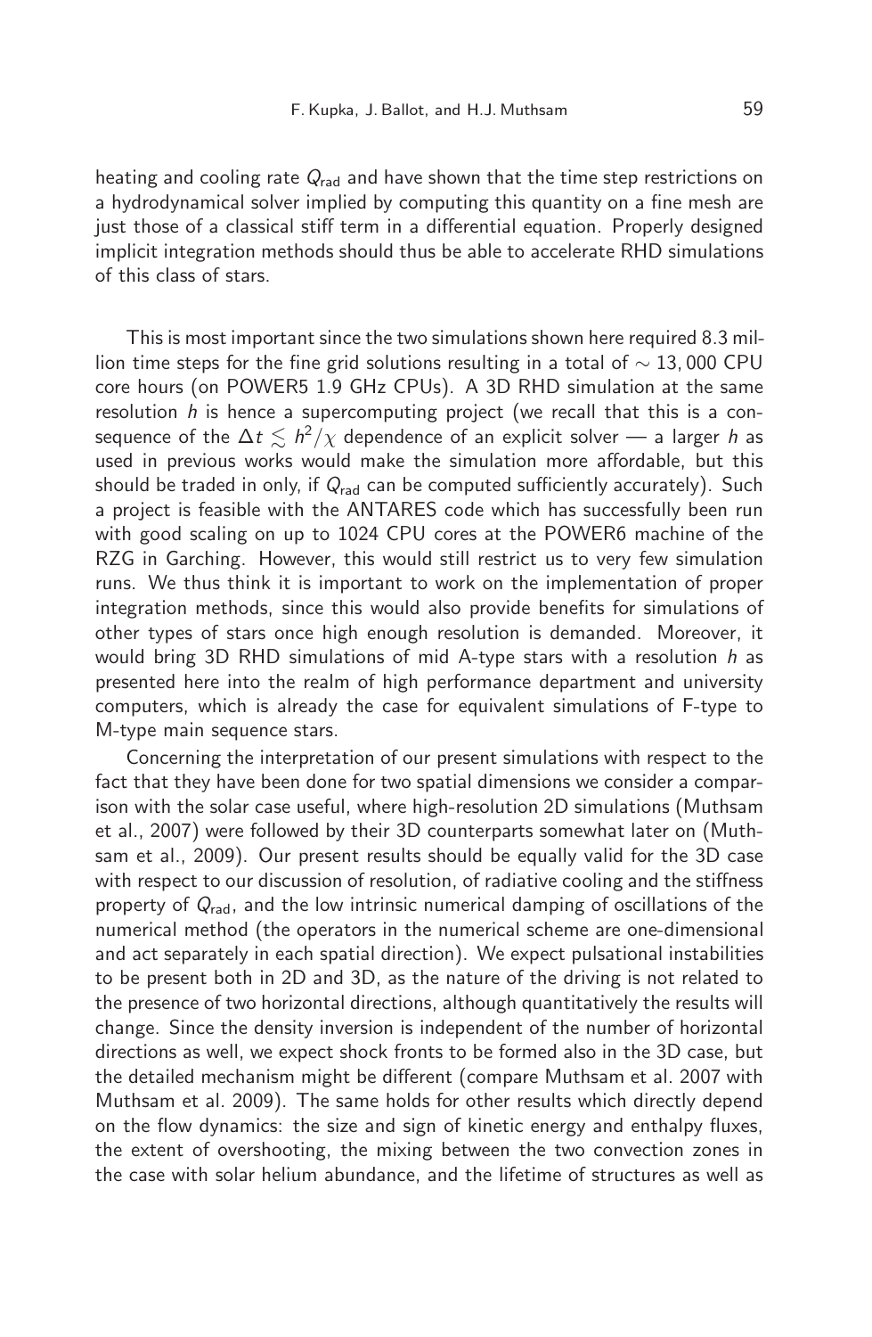heating and cooling rate $Q_{\rm rad}$ and have shown that the time step restrictions on a hydrodynamical solver implied by computing this quantity on a fine mesh are just those of a classical stiff term in a differential equation. Properly designed implicit integration methods should thus be able to accelerate RHD simulations of this class of stars.

This is most important since the two simulations shown here required 8.3 million time steps for the fine grid solutions resulting in a total of $\sim 13,000$ CPU core hours (on POWER5 1.9 GHz CPUs). A 3D RHD simulation at the same resolution $h$ is hence a supercomputing project (we recall that this is a consequence of the $\Delta t \lesssim h^2/\chi$ dependence of an explicit solver — a larger $h$ as used in previous works would make the simulation more affordable, but this should be traded in only, if $Q_{\rm rad}$ can be computed sufficiently accurately). Such a project is feasible with the ANTARES code which has successfully been run with good scaling on up to 1024 CPU cores at the POWER6 machine of the RZG in Garching. However, this would still restrict us to very few simulation runs. We thus think it is important to work on the implementation of proper integration methods, since this would also provide benefits for simulations of other types of stars once high enough resolution is demanded. Moreover, it would bring 3D RHD simulations of mid A-type stars with a resolution $h$ as presented here into the realm of high performance department and university computers, which is already the case for equivalent simulations of F-type to M-type main sequence stars.

Concerning the interpretation of our present simulations with respect to the fact that they have been done for two spatial dimensions we consider a comparison with the solar case useful, where high-resolution 2D simulations (Muthsam et al., 2007) were followed by their 3D counterparts somewhat later on (Muthsam et al., 2009). Our present results should be equally valid for the 3D case with respect to our discussion of resolution, of radiative cooling and the stiffness property of $Q_{\rm rad}$, and the low intrinsic numerical damping of oscillations of the numerical method (the operators in the numerical scheme are one-dimensional and act separately in each spatial direction). We expect pulsational instabilities to be present both in 2D and 3D, as the nature of the driving is not related to the presence of two horizontal directions, although quantitatively the results will change. Since the density inversion is independent of the number of horizontal directions as well, we expect shock fronts to be formed also in the 3D case, but the detailed mechanism might be different (compare Muthsam et al. 2007 with Muthsam et al. 2009). The same holds for other results which directly depend on the flow dynamics: the size and sign of kinetic energy and enthalpy fluxes, the extent of overshooting, the mixing between the two convection zones in the case with solar helium abundance, and the lifetime of structures as well as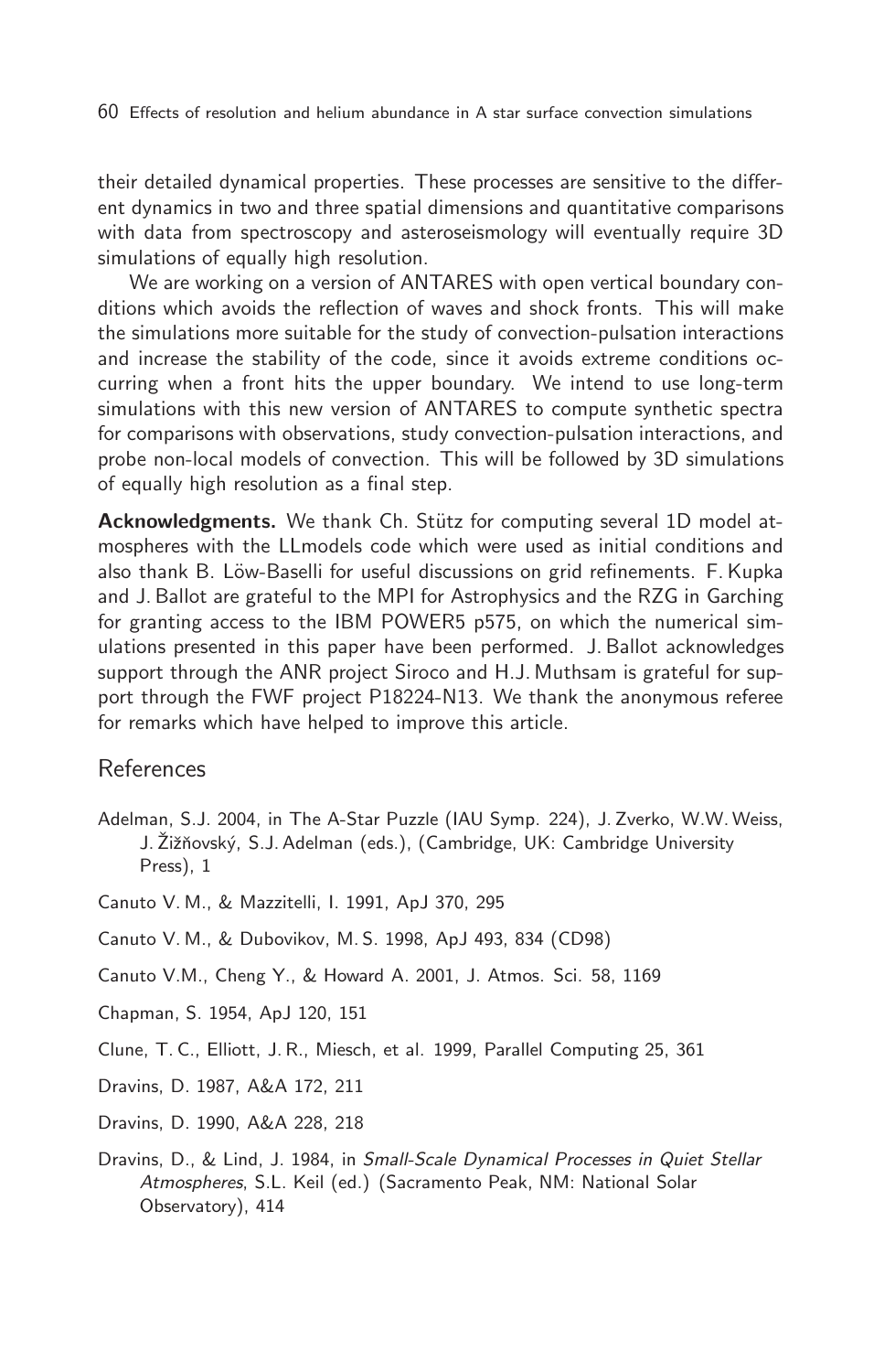their detailed dynamical properties. These processes are sensitive to the different dynamics in two and three spatial dimensions and quantitative comparisons with data from spectroscopy and asteroseismology will eventually require 3D simulations of equally high resolution.

We are working on a version of ANTARES with open vertical boundary conditions which avoids the reflection of waves and shock fronts. This will make the simulations more suitable for the study of convection-pulsation interactions and increase the stability of the code, since it avoids extreme conditions occurring when a front hits the upper boundary. We intend to use long-term simulations with this new version of ANTARES to compute synthetic spectra for comparisons with observations, study convection-pulsation interactions, and probe non-local models of convection. This will be followed by 3D simulations of equally high resolution as a final step.

**Acknowledgments.** We thank Ch. Stütz for computing several 1D model atmospheres with the LLmodels code which were used as initial conditions and also thank B. Löw-Baselli for useful discussions on grid refinements. F. Kupka and J. Ballot are grateful to the MPI for Astrophysics and the RZG in Garching for granting access to the IBM POWER5 p575, on which the numerical simulations presented in this paper have been performed. J. Ballot acknowledges support through the ANR project Siroco and H.J. Muthsam is grateful for support through the FWF project P18224-N13. We thank the anonymous referee for remarks which have helped to improve this article.

## References

Adelman, S.J. 2004, in The A-Star Puzzle (IAU Symp. 224), J. Zverko, W.W. Weiss, J. Žižňovský, S.J. Adelman (eds.), (Cambridge, UK: Cambridge University Press), 1

Canuto V. M., & Mazzitelli, I. 1991, ApJ 370, 295

Canuto V. M., & Dubovikov, M. S. 1998, ApJ 493, 834 (CD98)

Canuto V.M., Cheng Y., & Howard A. 2001, J. Atmos. Sci. 58, 1169

Chapman, S. 1954, ApJ 120, 151

Clune, T. C., Elliott, J. R., Miesch, et al. 1999, Parallel Computing 25, 361

Dravins, D. 1987, A&A 172, 211

Dravins, D. 1990, A&A 228, 218

Dravins, D., & Lind, J. 1984, in *Small-Scale Dynamical Processes in Quiet Stellar Atmospheres*, S.L. Keil (ed.) (Sacramento Peak, NM: National Solar Observatory), 414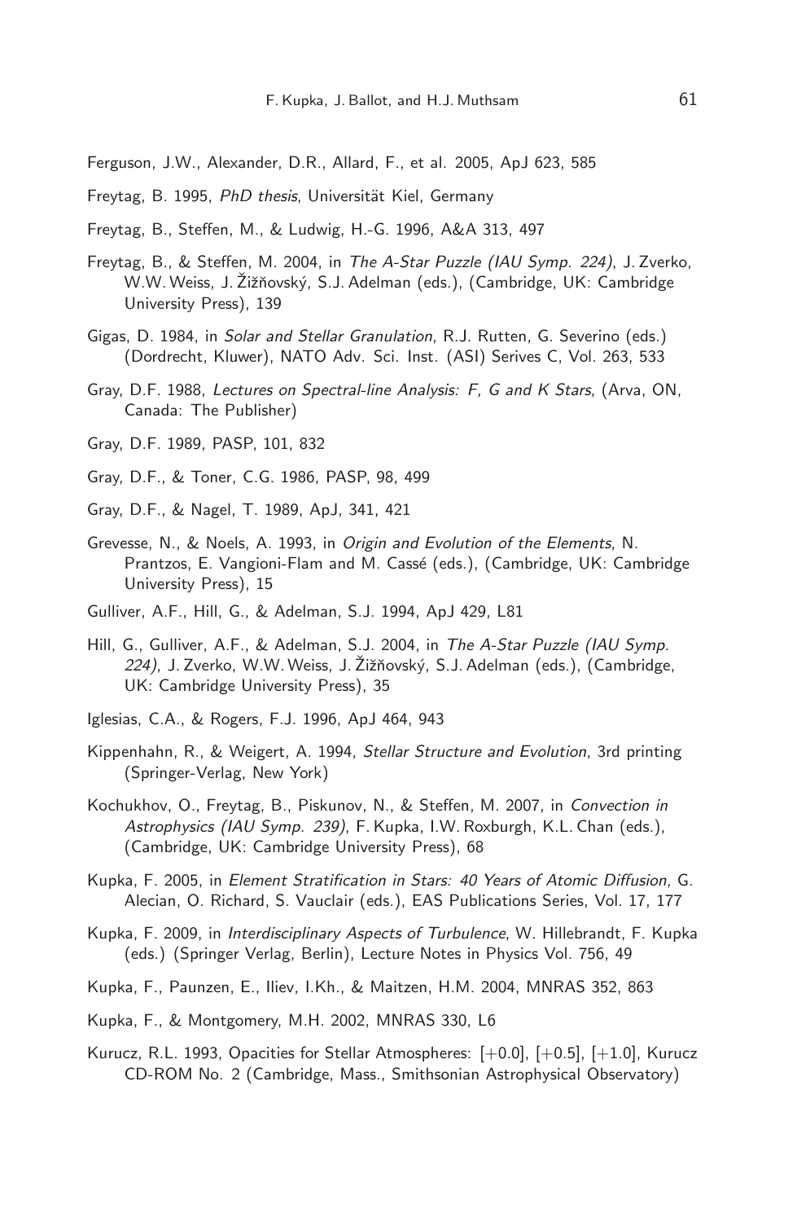Ferguson, J.W., Alexander, D.R., Allard, F., et al. 2005, ApJ 623, 585

Freytag, B. 1995, *PhD thesis*, Universität Kiel, Germany

Freytag, B., Steffen, M., & Ludwig, H.-G. 1996, A&A 313, 497

Freytag, B., & Steffen, M. 2004, in *The A-Star Puzzle (IAU Symp. 224)*, J. Zverko, W.W. Weiss, J. Žižňovský, S.J. Adelman (eds.), (Cambridge, UK: Cambridge University Press), 139

Gigas, D. 1984, in *Solar and Stellar Granulation*, R.J. Rutten, G. Severino (eds.) (Dordrecht, Kluwer), NATO Adv. Sci. Inst. (ASI) Serives C, Vol. 263, 533

Gray, D.F. 1988, *Lectures on Spectral-line Analysis: F, G and K Stars*, (Arva, ON, Canada: The Publisher)

Gray, D.F. 1989, PASP, 101, 832

Gray, D.F., & Toner, C.G. 1986, PASP, 98, 499

Gray, D.F., & Nagel, T. 1989, ApJ, 341, 421

Grevesse, N., & Noels, A. 1993, in *Origin and Evolution of the Elements*, N. Prantzos, E. Vangioni-Flam and M. Cassé (eds.), (Cambridge, UK: Cambridge University Press), 15

Gulliver, A.F., Hill, G., & Adelman, S.J. 1994, ApJ 429, L81

Hill, G., Gulliver, A.F., & Adelman, S.J. 2004, in *The A-Star Puzzle (IAU Symp. 224)*, J. Zverko, W.W. Weiss, J. Žižňovský, S.J. Adelman (eds.), (Cambridge, UK: Cambridge University Press), 35

Iglesias, C.A., & Rogers, F.J. 1996, ApJ 464, 943

Kippenhahn, R., & Weigert, A. 1994, *Stellar Structure and Evolution*, 3rd printing (Springer-Verlag, New York)

Kochukhov, O., Freytag, B., Piskunov, N., & Steffen, M. 2007, in *Convection in Astrophysics (IAU Symp. 239)*, F. Kupka, I.W. Roxburgh, K.L. Chan (eds.), (Cambridge, UK: Cambridge University Press), 68

Kupka, F. 2005, in *Element Stratification in Stars: 40 Years of Atomic Diffusion*, G. Alecian, O. Richard, S. Vauclair (eds.), EAS Publications Series, Vol. 17, 177

Kupka, F. 2009, in *Interdisciplinary Aspects of Turbulence*, W. Hillebrandt, F. Kupka (eds.) (Springer Verlag, Berlin), Lecture Notes in Physics Vol. 756, 49

Kupka, F., Paunzen, E., Iliev, I.Kh., & Maitzen, H.M. 2004, MNRAS 352, 863

Kupka, F., & Montgomery, M.H. 2002, MNRAS 330, L6

Kurucz, R.L. 1993, Opacities for Stellar Atmospheres: [+0.0], [+0.5], [+1.0], Kurucz CD-ROM No. 2 (Cambridge, Mass., Smithsonian Astrophysical Observatory)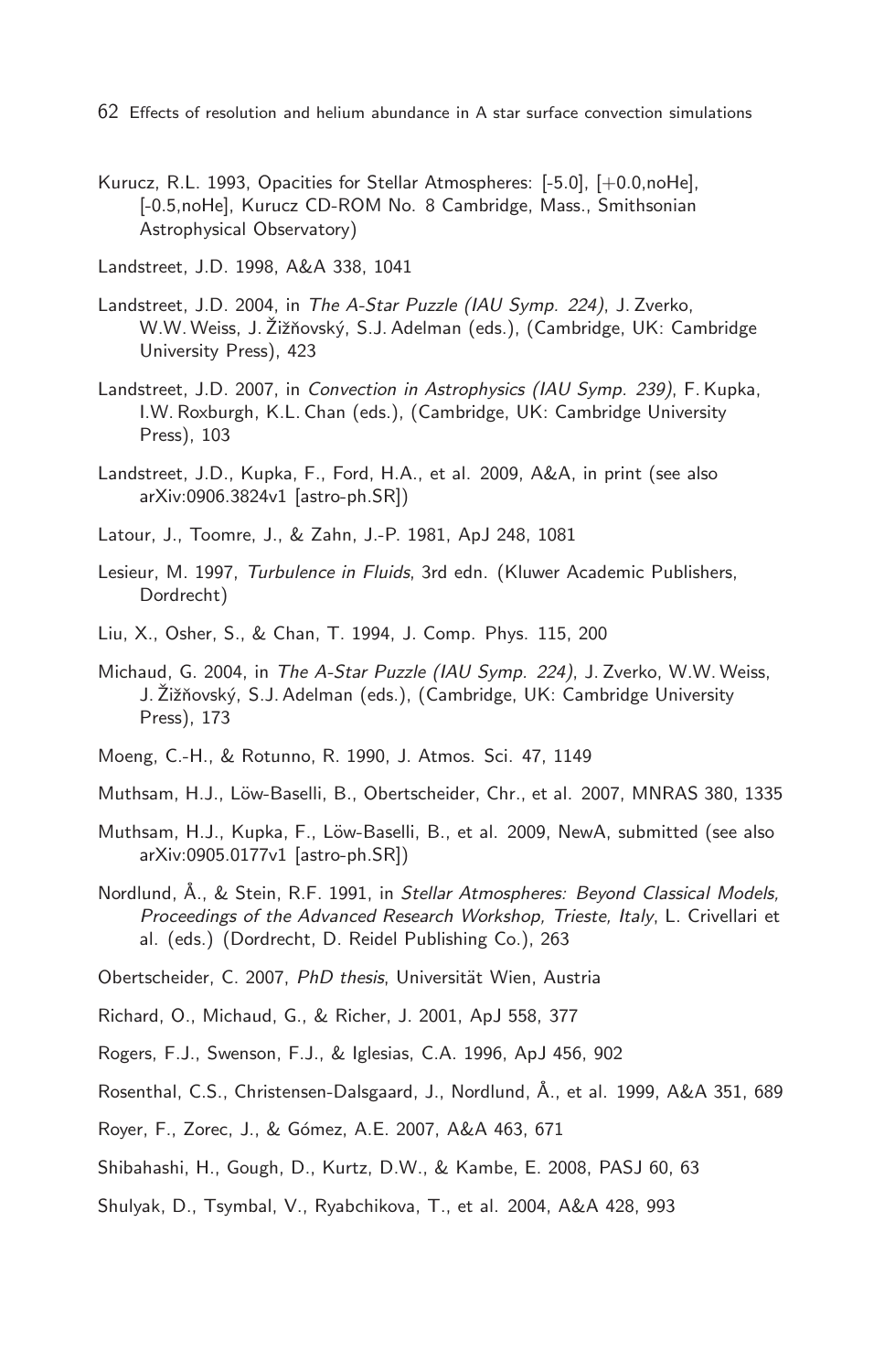Kurucz, R.L. 1993, Opacities for Stellar Atmospheres: [-5.0], [+0.0,noHe], [-0.5,noHe], Kurucz CD-ROM No. 8 Cambridge, Mass., Smithsonian Astrophysical Observatory)

Landstreet, J.D. 1998, A&A 338, 1041

Landstreet, J.D. 2004, in *The A-Star Puzzle (IAU Symp. 224)*, J. Zverko, W.W. Weiss, J. Žižňovský, S.J. Adelman (eds.), (Cambridge, UK: Cambridge University Press), 423

Landstreet, J.D. 2007, in *Convection in Astrophysics (IAU Symp. 239)*, F. Kupka, I.W. Roxburgh, K.L. Chan (eds.), (Cambridge, UK: Cambridge University Press), 103

Landstreet, J.D., Kupka, F., Ford, H.A., et al. 2009, A&A, in print (see also arXiv:0906.3824v1 [astro-ph.SR])

Latour, J., Toomre, J., & Zahn, J.-P. 1981, ApJ 248, 1081

Lesieur, M. 1997, *Turbulence in Fluids*, 3rd edn. (Kluwer Academic Publishers, Dordrecht)

Liu, X., Osher, S., & Chan, T. 1994, J. Comp. Phys. 115, 200

Michaud, G. 2004, in *The A-Star Puzzle (IAU Symp. 224)*, J. Zverko, W.W. Weiss, J. Žižňovský, S.J. Adelman (eds.), (Cambridge, UK: Cambridge University Press), 173

Moeng, C.-H., & Rotunno, R. 1990, J. Atmos. Sci. 47, 1149

Muthsam, H.J., Löw-Baselli, B., Obertscheider, Chr., et al. 2007, MNRAS 380, 1335

Muthsam, H.J., Kupka, F., Löw-Baselli, B., et al. 2009, NewA, submitted (see also arXiv:0905.0177v1 [astro-ph.SR])

Nordlund, Å., & Stein, R.F. 1991, in *Stellar Atmospheres: Beyond Classical Models, Proceedings of the Advanced Research Workshop, Trieste, Italy*, L. Crivellari et al. (eds.) (Dordrecht, D. Reidel Publishing Co.), 263

Obertscheider, C. 2007, *PhD thesis*, Universität Wien, Austria

Richard, O., Michaud, G., & Richer, J. 2001, ApJ 558, 377

Rogers, F.J., Swenson, F.J., & Iglesias, C.A. 1996, ApJ 456, 902

Rosenthal, C.S., Christensen-Dalsgaard, J., Nordlund, Å., et al. 1999, A&A 351, 689

Royer, F., Zorec, J., & Gómez, A.E. 2007, A&A 463, 671

Shibahashi, H., Gough, D., Kurtz, D.W., & Kambe, E. 2008, PASJ 60, 63

Shulyak, D., Tsymbal, V., Ryabchikova, T., et al. 2004, A&A 428, 993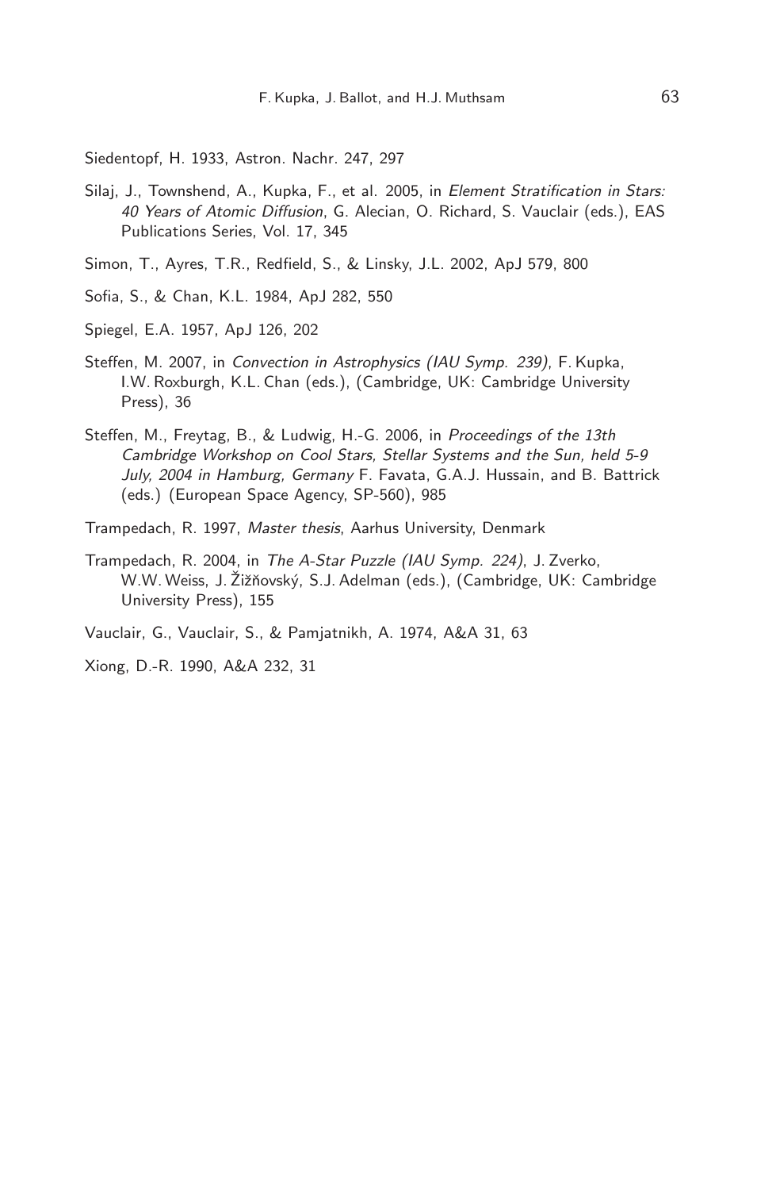Siedentopf, H. 1933, Astron. Nachr. 247, 297

Silaj, J., Townshend, A., Kupka, F., et al. 2005, in *Element Stratification in Stars: 40 Years of Atomic Diffusion*, G. Alecian, O. Richard, S. Vauclair (eds.), EAS Publications Series, Vol. 17, 345

Simon, T., Ayres, T.R., Redfield, S., & Linsky, J.L. 2002, ApJ 579, 800

Sofia, S., & Chan, K.L. 1984, ApJ 282, 550

Spiegel, E.A. 1957, ApJ 126, 202

Steffen, M. 2007, in *Convection in Astrophysics (IAU Symp. 239)*, F. Kupka, I.W. Roxburgh, K.L. Chan (eds.), (Cambridge, UK: Cambridge University Press), 36

Steffen, M., Freytag, B., & Ludwig, H.-G. 2006, in *Proceedings of the 13th Cambridge Workshop on Cool Stars, Stellar Systems and the Sun, held 5-9 July, 2004 in Hamburg, Germany* F. Favata, G.A.J. Hussain, and B. Battrick (eds.) (European Space Agency, SP-560), 985

Trampedach, R. 1997, *Master thesis*, Aarhus University, Denmark

Trampedach, R. 2004, in *The A-Star Puzzle (IAU Symp. 224)*, J. Zverko, W.W. Weiss, J. Žižňovský, S.J. Adelman (eds.), (Cambridge, UK: Cambridge University Press), 155

Vauclair, G., Vauclair, S., & Pamjatnikh, A. 1974, A&A 31, 63

Xiong, D.-R. 1990, A&A 232, 31